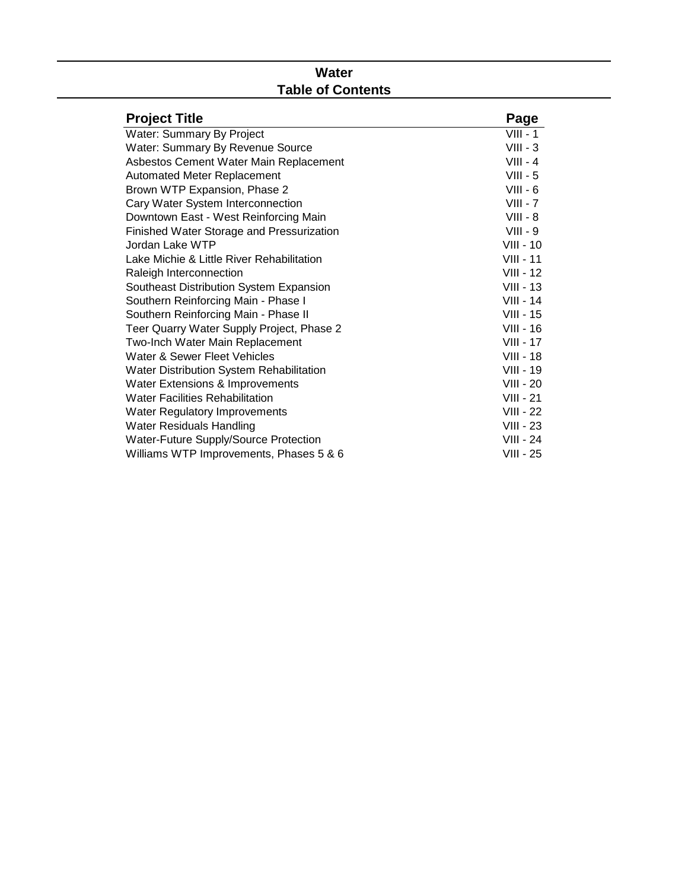# Water
## Table of Contents

| Project Title | Page |
|---|---|
| Water: Summary By Project | VIII - 1 |
| Water: Summary By Revenue Source | VIII - 3 |
| Asbestos Cement Water Main Replacement | VIII - 4 |
| Automated Meter Replacement | VIII - 5 |
| Brown WTP Expansion, Phase 2 | VIII - 6 |
| Cary Water System Interconnection | VIII - 7 |
| Downtown East - West Reinforcing Main | VIII - 8 |
| Finished Water Storage and Pressurization | VIII - 9 |
| Jordan Lake WTP | VIII - 10 |
| Lake Michie & Little River Rehabilitation | VIII - 11 |
| Raleigh Interconnection | VIII - 12 |
| Southeast Distribution System Expansion | VIII - 13 |
| Southern Reinforcing Main - Phase I | VIII - 14 |
| Southern Reinforcing Main - Phase II | VIII - 15 |
| Teer Quarry Water Supply Project, Phase 2 | VIII - 16 |
| Two-Inch Water Main Replacement | VIII - 17 |
| Water & Sewer Fleet Vehicles | VIII - 18 |
| Water Distribution System Rehabilitation | VIII - 19 |
| Water Extensions & Improvements | VIII - 20 |
| Water Facilities Rehabilitation | VIII - 21 |
| Water Regulatory Improvements | VIII - 22 |
| Water Residuals Handling | VIII - 23 |
| Water-Future Supply/Source Protection | VIII - 24 |
| Williams WTP Improvements, Phases 5 & 6 | VIII - 25 |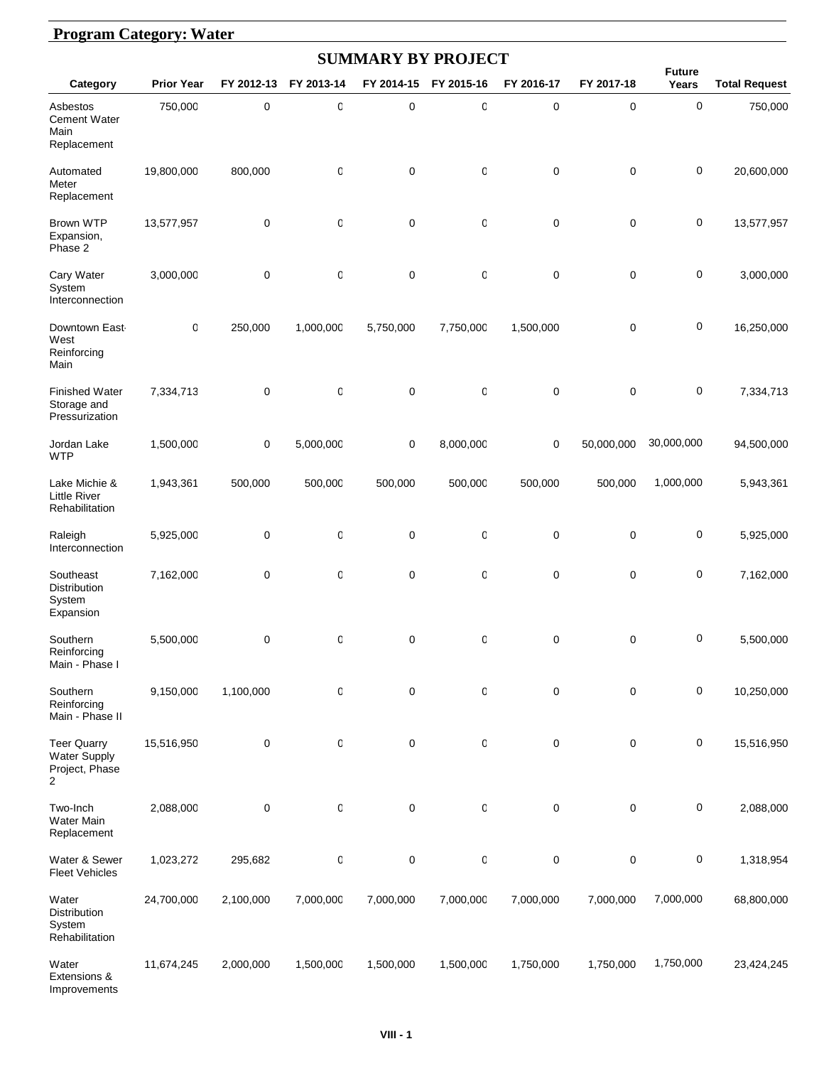## Program Category: Water

### SUMMARY BY PROJECT

| Category | Prior Year | FY 2012-13 | FY 2013-14 | FY 2014-15 | FY 2015-16 | FY 2016-17 | FY 2017-18 | Future Years | Total Request |
|---|---|---|---|---|---|---|---|---|---|
| Asbestos Cement Water Main Replacement | 750,000 | 0 | 0 | 0 | 0 | 0 | 0 | 0 | 750,000 |
| Automated Meter Replacement | 19,800,000 | 800,000 | 0 | 0 | 0 | 0 | 0 | 0 | 20,600,000 |
| Brown WTP Expansion, Phase 2 | 13,577,957 | 0 | 0 | 0 | 0 | 0 | 0 | 0 | 13,577,957 |
| Cary Water System Interconnection | 3,000,000 | 0 | 0 | 0 | 0 | 0 | 0 | 0 | 3,000,000 |
| Downtown East-West Reinforcing Main | 0 | 250,000 | 1,000,000 | 5,750,000 | 7,750,000 | 1,500,000 | 0 | 0 | 16,250,000 |
| Finished Water Storage and Pressurization | 7,334,713 | 0 | 0 | 0 | 0 | 0 | 0 | 0 | 7,334,713 |
| Jordan Lake WTP | 1,500,000 | 0 | 5,000,000 | 0 | 8,000,000 | 0 | 50,000,000 | 30,000,000 | 94,500,000 |
| Lake Michie & Little River Rehabilitation | 1,943,361 | 500,000 | 500,000 | 500,000 | 500,000 | 500,000 | 500,000 | 1,000,000 | 5,943,361 |
| Raleigh Interconnection | 5,925,000 | 0 | 0 | 0 | 0 | 0 | 0 | 0 | 5,925,000 |
| Southeast Distribution System Expansion | 7,162,000 | 0 | 0 | 0 | 0 | 0 | 0 | 0 | 7,162,000 |
| Southern Reinforcing Main - Phase I | 5,500,000 | 0 | 0 | 0 | 0 | 0 | 0 | 0 | 5,500,000 |
| Southern Reinforcing Main - Phase II | 9,150,000 | 1,100,000 | 0 | 0 | 0 | 0 | 0 | 0 | 10,250,000 |
| Teer Quarry Water Supply Project, Phase 2 | 15,516,950 | 0 | 0 | 0 | 0 | 0 | 0 | 0 | 15,516,950 |
| Two-Inch Water Main Replacement | 2,088,000 | 0 | 0 | 0 | 0 | 0 | 0 | 0 | 2,088,000 |
| Water & Sewer Fleet Vehicles | 1,023,272 | 295,682 | 0 | 0 | 0 | 0 | 0 | 0 | 1,318,954 |
| Water Distribution System Rehabilitation | 24,700,000 | 2,100,000 | 7,000,000 | 7,000,000 | 7,000,000 | 7,000,000 | 7,000,000 | 7,000,000 | 68,800,000 |
| Water Extensions & Improvements | 11,674,245 | 2,000,000 | 1,500,000 | 1,500,000 | 1,500,000 | 1,750,000 | 1,750,000 | 1,750,000 | 23,424,245 |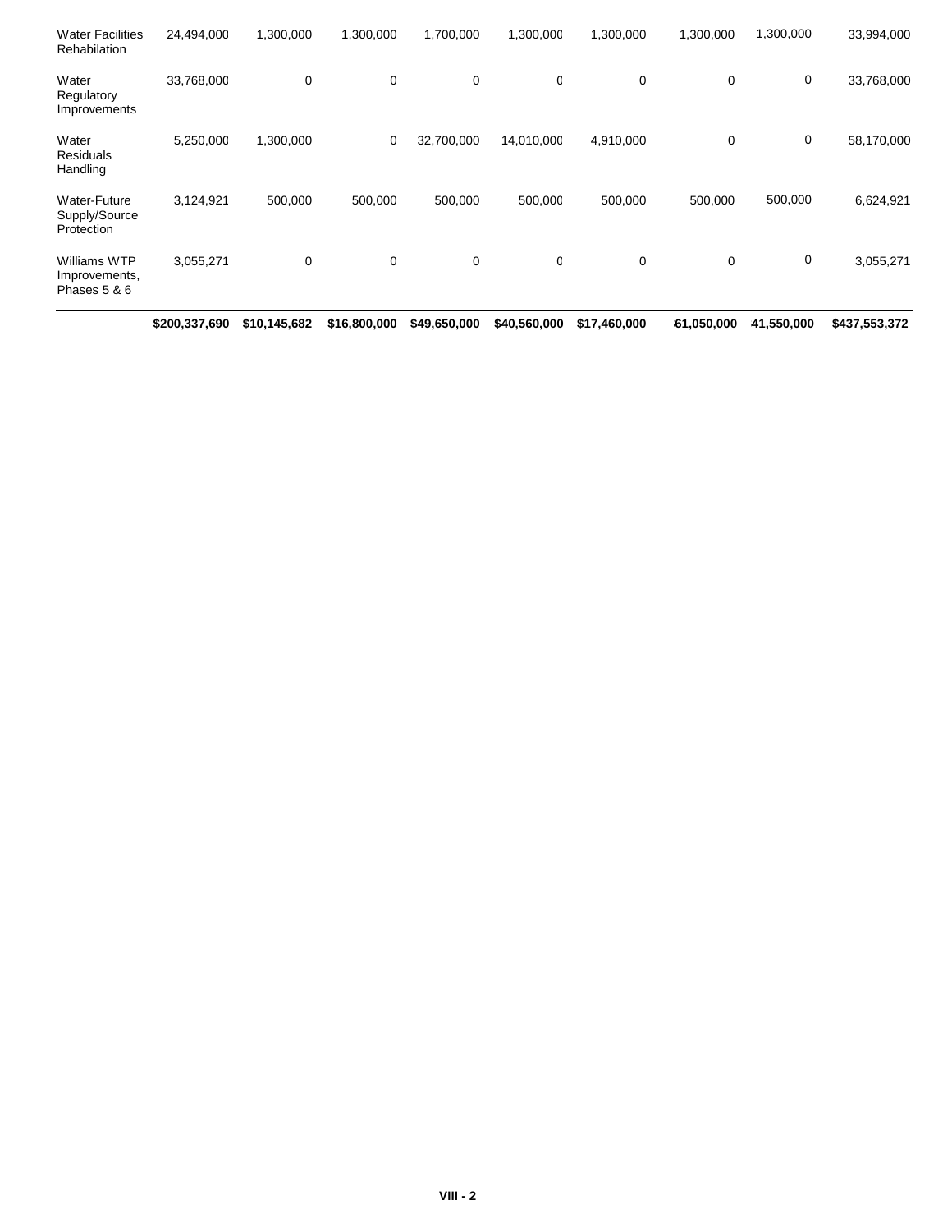| | | | | | | | | | |
|---|---|---|---|---|---|---|---|---|---|
| Water Facilities Rehabilitation | 24,494,000 | 1,300,000 | 1,300,000 | 1,700,000 | 1,300,000 | 1,300,000 | 1,300,000 | 1,300,000 | 33,994,000 |
| Water Regulatory Improvements | 33,768,000 | 0 | 0 | 0 | 0 | 0 | 0 | 0 | 33,768,000 |
| Water Residuals Handling | 5,250,000 | 1,300,000 | 0 | 32,700,000 | 14,010,000 | 4,910,000 | 0 | 0 | 58,170,000 |
| Water-Future Supply/Source Protection | 3,124,921 | 500,000 | 500,000 | 500,000 | 500,000 | 500,000 | 500,000 | 500,000 | 6,624,921 |
| Williams WTP Improvements, Phases 5 & 6 | 3,055,271 | 0 | 0 | 0 | 0 | 0 | 0 | 0 | 3,055,271 |
| | **$200,337,690** | **$10,145,682** | **$16,800,000** | **$49,650,000** | **$40,560,000** | **$17,460,000** | **61,050,000** | **41,550,000** | **$437,553,372** |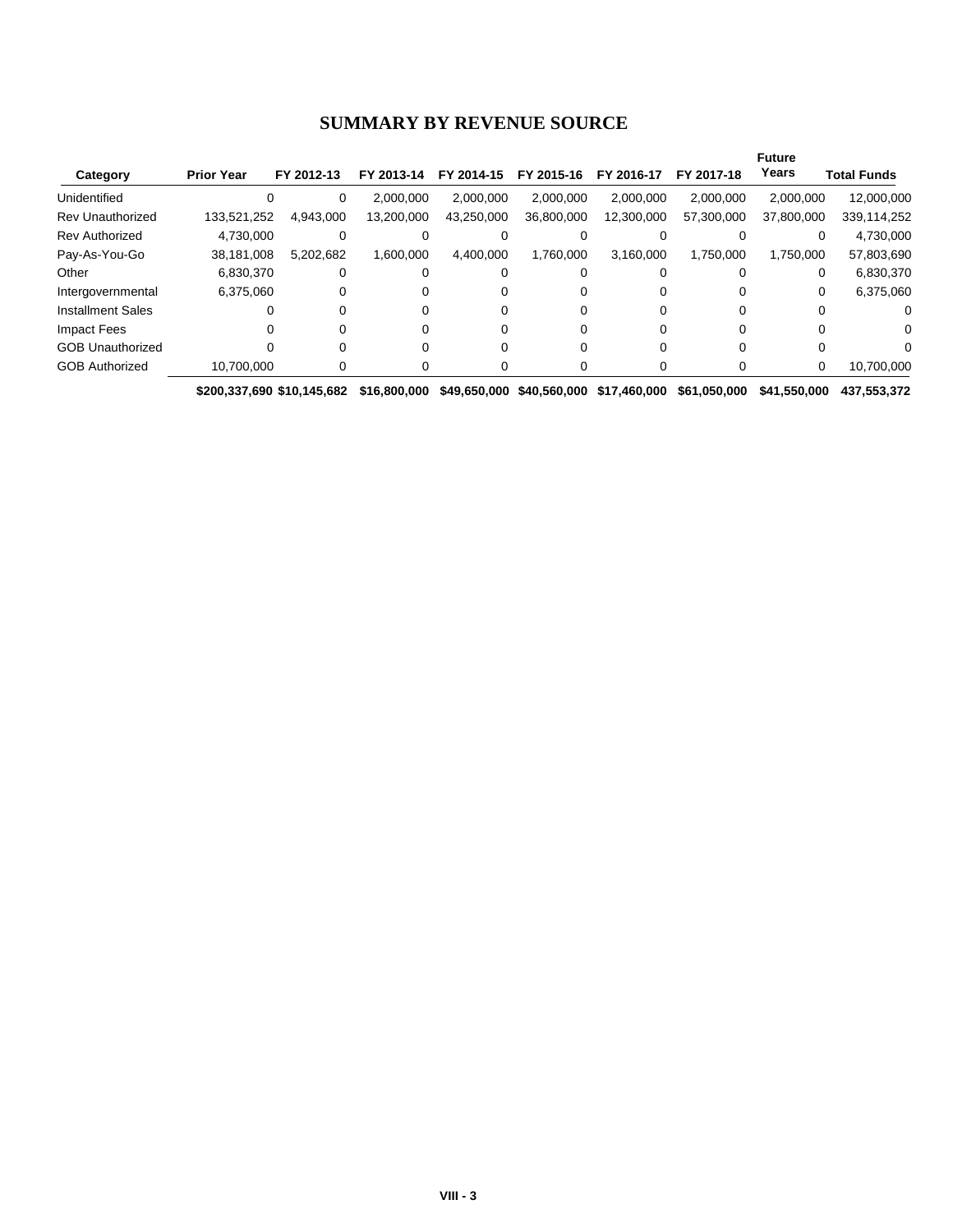# SUMMARY BY REVENUE SOURCE

| Category | Prior Year | FY 2012-13 | FY 2013-14 | FY 2014-15 | FY 2015-16 | FY 2016-17 | FY 2017-18 | Future Years | Total Funds |
|---|---|---|---|---|---|---|---|---|---|
| Unidentified | 0 | 0 | 2,000,000 | 2,000,000 | 2,000,000 | 2,000,000 | 2,000,000 | 2,000,000 | 12,000,000 |
| Rev Unauthorized | 133,521,252 | 4,943,000 | 13,200,000 | 43,250,000 | 36,800,000 | 12,300,000 | 57,300,000 | 37,800,000 | 339,114,252 |
| Rev Authorized | 4,730,000 | 0 | 0 | 0 | 0 | 0 | 0 | 0 | 4,730,000 |
| Pay-As-You-Go | 38,181,008 | 5,202,682 | 1,600,000 | 4,400,000 | 1,760,000 | 3,160,000 | 1,750,000 | 1,750,000 | 57,803,690 |
| Other | 6,830,370 | 0 | 0 | 0 | 0 | 0 | 0 | 0 | 6,830,370 |
| Intergovernmental | 6,375,060 | 0 | 0 | 0 | 0 | 0 | 0 | 0 | 6,375,060 |
| Installment Sales | 0 | 0 | 0 | 0 | 0 | 0 | 0 | 0 | 0 |
| Impact Fees | 0 | 0 | 0 | 0 | 0 | 0 | 0 | 0 | 0 |
| GOB Unauthorized | 0 | 0 | 0 | 0 | 0 | 0 | 0 | 0 | 0 |
| GOB Authorized | 10,700,000 | 0 | 0 | 0 | 0 | 0 | 0 | 0 | 10,700,000 |
| | **$200,337,690** | **$10,145,682** | **$16,800,000** | **$49,650,000** | **$40,560,000** | **$17,460,000** | **$61,050,000** | **$41,550,000** | **437,553,372** |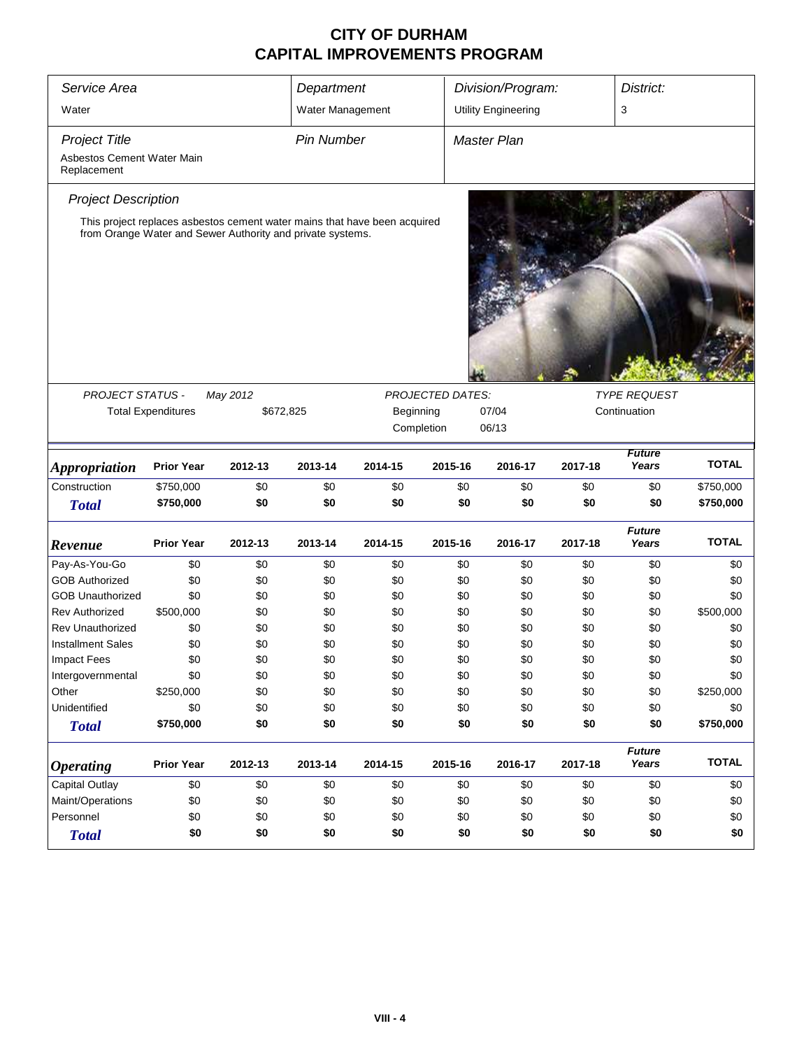# CITY OF DURHAM
# CAPITAL IMPROVEMENTS PROGRAM

| *Service Area* | *Department* | *Division/Program:* | *District:* |
|---|---|---|---|
| Water | Water Management | Utility Engineering | 3 |

| *Project Title* | *Pin Number* | *Master Plan* |
|---|---|---|
| Asbestos Cement Water Main Replacement | | |

*Project Description*

This project replaces asbestos cement water mains that have been acquired from Orange Water and Sewer Authority and private systems.

| *PROJECT STATUS -* | *May 2012* | *PROJECTED DATES:* | | *TYPE REQUEST* |
|---|---|---|---|---|
| Total Expenditures | $672,825 | Beginning | 07/04 | Continuation |
| | | Completion | 06/13 | |

| *Appropriation* | Prior Year | 2012-13 | 2013-14 | 2014-15 | 2015-16 | 2016-17 | 2017-18 | *Future Years* | TOTAL |
|---|---|---|---|---|---|---|---|---|---|
| Construction | $750,000 | $0 | $0 | $0 | $0 | $0 | $0 | $0 | $750,000 |
| ***Total*** | **$750,000** | **$0** | **$0** | **$0** | **$0** | **$0** | **$0** | **$0** | **$750,000** |

| *Revenue* | Prior Year | 2012-13 | 2013-14 | 2014-15 | 2015-16 | 2016-17 | 2017-18 | *Future Years* | TOTAL |
|---|---|---|---|---|---|---|---|---|---|
| Pay-As-You-Go | $0 | $0 | $0 | $0 | $0 | $0 | $0 | $0 | $0 |
| GOB Authorized | $0 | $0 | $0 | $0 | $0 | $0 | $0 | $0 | $0 |
| GOB Unauthorized | $0 | $0 | $0 | $0 | $0 | $0 | $0 | $0 | $0 |
| Rev Authorized | $500,000 | $0 | $0 | $0 | $0 | $0 | $0 | $0 | $500,000 |
| Rev Unauthorized | $0 | $0 | $0 | $0 | $0 | $0 | $0 | $0 | $0 |
| Installment Sales | $0 | $0 | $0 | $0 | $0 | $0 | $0 | $0 | $0 |
| Impact Fees | $0 | $0 | $0 | $0 | $0 | $0 | $0 | $0 | $0 |
| Intergovernmental | $0 | $0 | $0 | $0 | $0 | $0 | $0 | $0 | $0 |
| Other | $250,000 | $0 | $0 | $0 | $0 | $0 | $0 | $0 | $250,000 |
| Unidentified | $0 | $0 | $0 | $0 | $0 | $0 | $0 | $0 | $0 |
| ***Total*** | **$750,000** | **$0** | **$0** | **$0** | **$0** | **$0** | **$0** | **$0** | **$750,000** |

| *Operating* | Prior Year | 2012-13 | 2013-14 | 2014-15 | 2015-16 | 2016-17 | 2017-18 | *Future Years* | TOTAL |
|---|---|---|---|---|---|---|---|---|---|
| Capital Outlay | $0 | $0 | $0 | $0 | $0 | $0 | $0 | $0 | $0 |
| Maint/Operations | $0 | $0 | $0 | $0 | $0 | $0 | $0 | $0 | $0 |
| Personnel | $0 | $0 | $0 | $0 | $0 | $0 | $0 | $0 | $0 |
| ***Total*** | **$0** | **$0** | **$0** | **$0** | **$0** | **$0** | **$0** | **$0** | **$0** |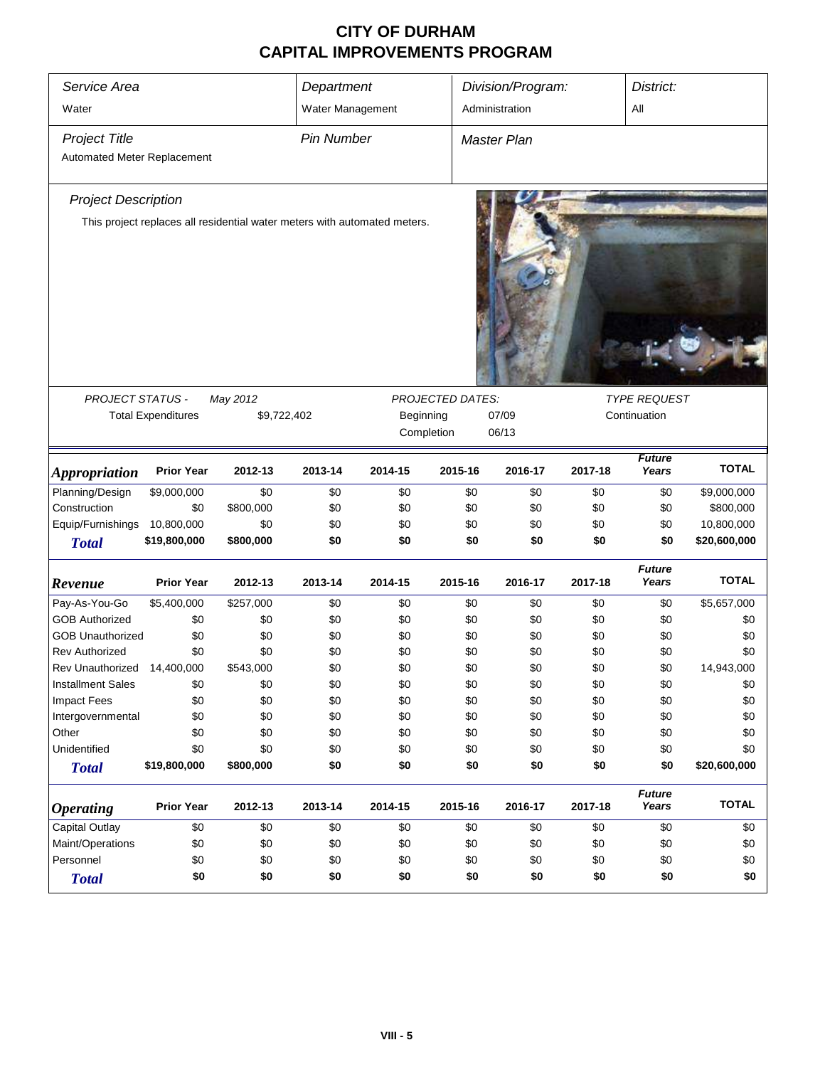# CITY OF DURHAM
## CAPITAL IMPROVEMENTS PROGRAM

| Service Area | Department | Division/Program: | District: |
|---|---|---|---|
| Water | Water Management | Administration | All |

| Project Title | Pin Number | Master Plan |
|---|---|---|
| Automated Meter Replacement | | |

*Project Description*

This project replaces all residential water meters with automated meters.

| PROJECT STATUS - | May 2012 | PROJECTED DATES: | | TYPE REQUEST |
|---|---|---|---|---|
| Total Expenditures | $9,722,402 | Beginning | 07/09 | Continuation |
| | | Completion | 06/13 | |

| Appropriation | Prior Year | 2012-13 | 2013-14 | 2014-15 | 2015-16 | 2016-17 | 2017-18 | Future Years | TOTAL |
|---|---|---|---|---|---|---|---|---|---|
| Planning/Design | $9,000,000 | $0 | $0 | $0 | $0 | $0 | $0 | $0 | $9,000,000 |
| Construction | $0 | $800,000 | $0 | $0 | $0 | $0 | $0 | $0 | $800,000 |
| Equip/Furnishings | 10,800,000 | $0 | $0 | $0 | $0 | $0 | $0 | $0 | 10,800,000 |
| **Total** | **$19,800,000** | **$800,000** | **$0** | **$0** | **$0** | **$0** | **$0** | **$0** | **$20,600,000** |

| Revenue | Prior Year | 2012-13 | 2013-14 | 2014-15 | 2015-16 | 2016-17 | 2017-18 | Future Years | TOTAL |
|---|---|---|---|---|---|---|---|---|---|
| Pay-As-You-Go | $5,400,000 | $257,000 | $0 | $0 | $0 | $0 | $0 | $0 | $5,657,000 |
| GOB Authorized | $0 | $0 | $0 | $0 | $0 | $0 | $0 | $0 | $0 |
| GOB Unauthorized | $0 | $0 | $0 | $0 | $0 | $0 | $0 | $0 | $0 |
| Rev Authorized | $0 | $0 | $0 | $0 | $0 | $0 | $0 | $0 | $0 |
| Rev Unauthorized | 14,400,000 | $543,000 | $0 | $0 | $0 | $0 | $0 | $0 | 14,943,000 |
| Installment Sales | $0 | $0 | $0 | $0 | $0 | $0 | $0 | $0 | $0 |
| Impact Fees | $0 | $0 | $0 | $0 | $0 | $0 | $0 | $0 | $0 |
| Intergovernmental | $0 | $0 | $0 | $0 | $0 | $0 | $0 | $0 | $0 |
| Other | $0 | $0 | $0 | $0 | $0 | $0 | $0 | $0 | $0 |
| Unidentified | $0 | $0 | $0 | $0 | $0 | $0 | $0 | $0 | $0 |
| **Total** | **$19,800,000** | **$800,000** | **$0** | **$0** | **$0** | **$0** | **$0** | **$0** | **$20,600,000** |

| Operating | Prior Year | 2012-13 | 2013-14 | 2014-15 | 2015-16 | 2016-17 | 2017-18 | Future Years | TOTAL |
|---|---|---|---|---|---|---|---|---|---|
| Capital Outlay | $0 | $0 | $0 | $0 | $0 | $0 | $0 | $0 | $0 |
| Maint/Operations | $0 | $0 | $0 | $0 | $0 | $0 | $0 | $0 | $0 |
| Personnel | $0 | $0 | $0 | $0 | $0 | $0 | $0 | $0 | $0 |
| **Total** | **$0** | **$0** | **$0** | **$0** | **$0** | **$0** | **$0** | **$0** | **$0** |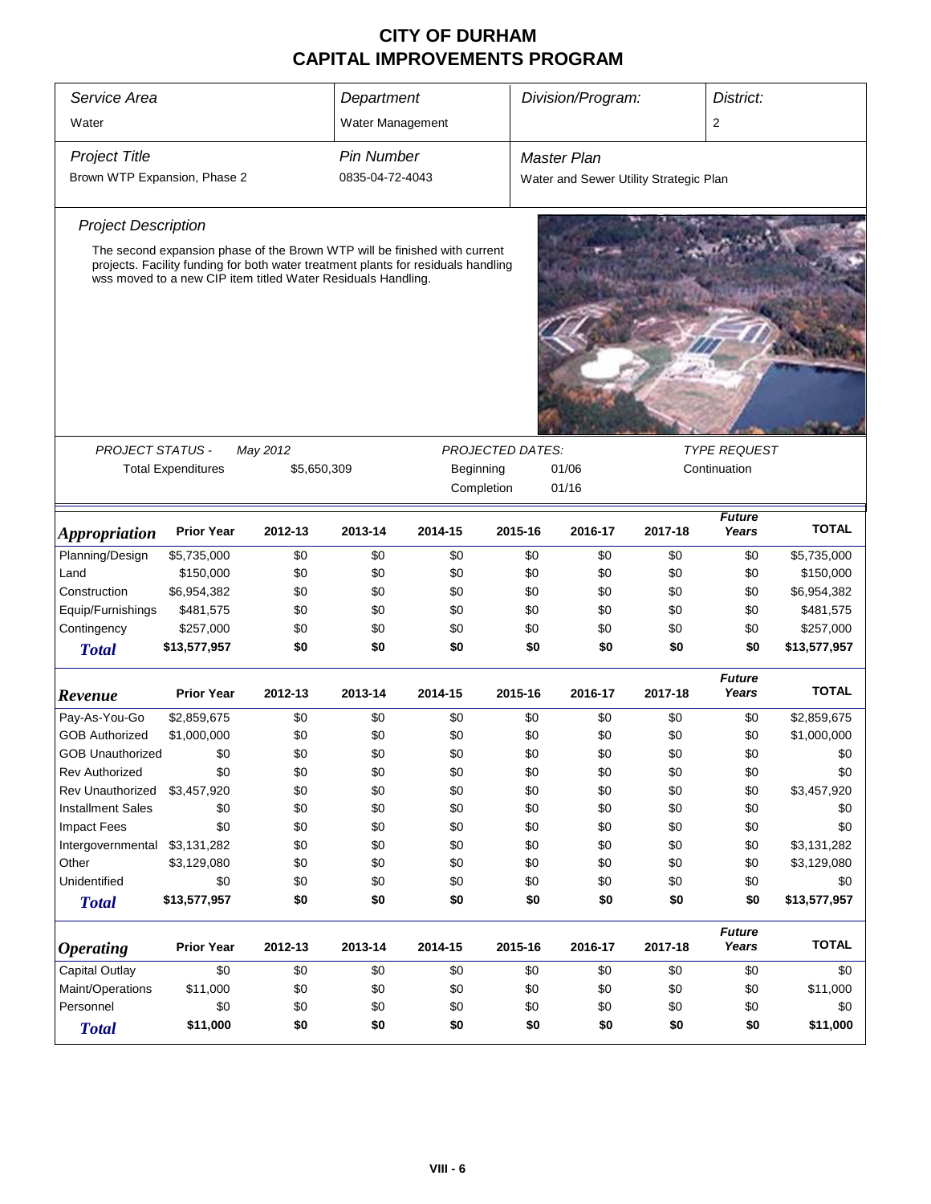# CITY OF DURHAM
# CAPITAL IMPROVEMENTS PROGRAM

| Service Area | Department | Division/Program: | District: |
|---|---|---|---|
| Water | Water Management | | 2 |

| Project Title | Pin Number | Master Plan |
|---|---|---|
| Brown WTP Expansion, Phase 2 | 0835-04-72-4043 | Water and Sewer Utility Strategic Plan |

*Project Description*

The second expansion phase of the Brown WTP will be finished with current projects. Facility funding for both water treatment plants for residuals handling wss moved to a new CIP item titled Water Residuals Handling.

PROJECT STATUS - May 2012

Total Expenditures $5,650,309

PROJECTED DATES:

Beginning 01/06

Completion 01/16

TYPE REQUEST

Continuation

| *Appropriation* | Prior Year | 2012-13 | 2013-14 | 2014-15 | 2015-16 | 2016-17 | 2017-18 | Future Years | TOTAL |
|---|---|---|---|---|---|---|---|---|---|
| Planning/Design | $5,735,000 | $0 | $0 | $0 | $0 | $0 | $0 | $0 | $5,735,000 |
| Land | $150,000 | $0 | $0 | $0 | $0 | $0 | $0 | $0 | $150,000 |
| Construction | $6,954,382 | $0 | $0 | $0 | $0 | $0 | $0 | $0 | $6,954,382 |
| Equip/Furnishings | $481,575 | $0 | $0 | $0 | $0 | $0 | $0 | $0 | $481,575 |
| Contingency | $257,000 | $0 | $0 | $0 | $0 | $0 | $0 | $0 | $257,000 |
| ***Total*** | **$13,577,957** | **$0** | **$0** | **$0** | **$0** | **$0** | **$0** | **$0** | **$13,577,957** |

| *Revenue* | Prior Year | 2012-13 | 2013-14 | 2014-15 | 2015-16 | 2016-17 | 2017-18 | Future Years | TOTAL |
|---|---|---|---|---|---|---|---|---|---|
| Pay-As-You-Go | $2,859,675 | $0 | $0 | $0 | $0 | $0 | $0 | $0 | $2,859,675 |
| GOB Authorized | $1,000,000 | $0 | $0 | $0 | $0 | $0 | $0 | $0 | $1,000,000 |
| GOB Unauthorized | $0 | $0 | $0 | $0 | $0 | $0 | $0 | $0 | $0 |
| Rev Authorized | $0 | $0 | $0 | $0 | $0 | $0 | $0 | $0 | $0 |
| Rev Unauthorized | $3,457,920 | $0 | $0 | $0 | $0 | $0 | $0 | $0 | $3,457,920 |
| Installment Sales | $0 | $0 | $0 | $0 | $0 | $0 | $0 | $0 | $0 |
| Impact Fees | $0 | $0 | $0 | $0 | $0 | $0 | $0 | $0 | $0 |
| Intergovernmental | $3,131,282 | $0 | $0 | $0 | $0 | $0 | $0 | $0 | $3,131,282 |
| Other | $3,129,080 | $0 | $0 | $0 | $0 | $0 | $0 | $0 | $3,129,080 |
| Unidentified | $0 | $0 | $0 | $0 | $0 | $0 | $0 | $0 | $0 |
| ***Total*** | **$13,577,957** | **$0** | **$0** | **$0** | **$0** | **$0** | **$0** | **$0** | **$13,577,957** |

| *Operating* | Prior Year | 2012-13 | 2013-14 | 2014-15 | 2015-16 | 2016-17 | 2017-18 | Future Years | TOTAL |
|---|---|---|---|---|---|---|---|---|---|
| Capital Outlay | $0 | $0 | $0 | $0 | $0 | $0 | $0 | $0 | $0 |
| Maint/Operations | $11,000 | $0 | $0 | $0 | $0 | $0 | $0 | $0 | $11,000 |
| Personnel | $0 | $0 | $0 | $0 | $0 | $0 | $0 | $0 | $0 |
| ***Total*** | **$11,000** | **$0** | **$0** | **$0** | **$0** | **$0** | **$0** | **$0** | **$11,000** |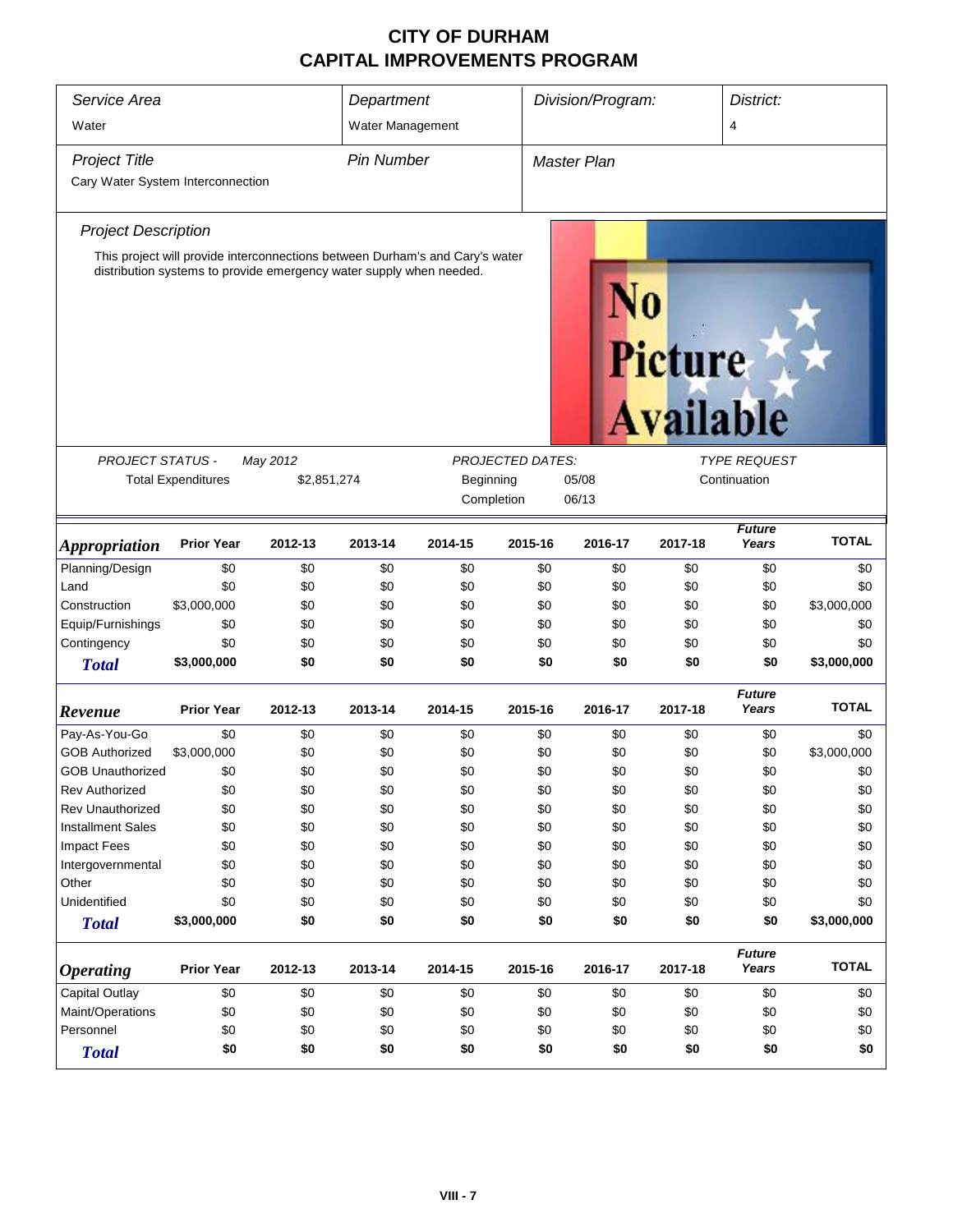# CITY OF DURHAM
# CAPITAL IMPROVEMENTS PROGRAM

| Service Area | Department | Division/Program: | District: |
|---|---|---|---|
| Water | Water Management | | 4 |

| Project Title | Pin Number | Master Plan |
|---|---|---|
| Cary Water System Interconnection | | |

### Project Description

This project will provide interconnections between Durham's and Cary's water distribution systems to provide emergency water supply when needed.

No Picture Available

| PROJECT STATUS - | May 2012 | PROJECTED DATES: | | TYPE REQUEST |
|---|---|---|---|---|
| Total Expenditures | $2,851,274 | Beginning | 05/08 | Continuation |
| | | Completion | 06/13 | |

| Appropriation | Prior Year | 2012-13 | 2013-14 | 2014-15 | 2015-16 | 2016-17 | 2017-18 | Future Years | TOTAL |
|---|---|---|---|---|---|---|---|---|---|
| Planning/Design | $0 | $0 | $0 | $0 | $0 | $0 | $0 | $0 | $0 |
| Land | $0 | $0 | $0 | $0 | $0 | $0 | $0 | $0 | $0 |
| Construction | $3,000,000 | $0 | $0 | $0 | $0 | $0 | $0 | $0 | $3,000,000 |
| Equip/Furnishings | $0 | $0 | $0 | $0 | $0 | $0 | $0 | $0 | $0 |
| Contingency | $0 | $0 | $0 | $0 | $0 | $0 | $0 | $0 | $0 |
| **Total** | **$3,000,000** | **$0** | **$0** | **$0** | **$0** | **$0** | **$0** | **$0** | **$3,000,000** |

| Revenue | Prior Year | 2012-13 | 2013-14 | 2014-15 | 2015-16 | 2016-17 | 2017-18 | Future Years | TOTAL |
|---|---|---|---|---|---|---|---|---|---|
| Pay-As-You-Go | $0 | $0 | $0 | $0 | $0 | $0 | $0 | $0 | $0 |
| GOB Authorized | $3,000,000 | $0 | $0 | $0 | $0 | $0 | $0 | $0 | $3,000,000 |
| GOB Unauthorized | $0 | $0 | $0 | $0 | $0 | $0 | $0 | $0 | $0 |
| Rev Authorized | $0 | $0 | $0 | $0 | $0 | $0 | $0 | $0 | $0 |
| Rev Unauthorized | $0 | $0 | $0 | $0 | $0 | $0 | $0 | $0 | $0 |
| Installment Sales | $0 | $0 | $0 | $0 | $0 | $0 | $0 | $0 | $0 |
| Impact Fees | $0 | $0 | $0 | $0 | $0 | $0 | $0 | $0 | $0 |
| Intergovernmental | $0 | $0 | $0 | $0 | $0 | $0 | $0 | $0 | $0 |
| Other | $0 | $0 | $0 | $0 | $0 | $0 | $0 | $0 | $0 |
| Unidentified | $0 | $0 | $0 | $0 | $0 | $0 | $0 | $0 | $0 |
| **Total** | **$3,000,000** | **$0** | **$0** | **$0** | **$0** | **$0** | **$0** | **$0** | **$3,000,000** |

| Operating | Prior Year | 2012-13 | 2013-14 | 2014-15 | 2015-16 | 2016-17 | 2017-18 | Future Years | TOTAL |
|---|---|---|---|---|---|---|---|---|---|
| Capital Outlay | $0 | $0 | $0 | $0 | $0 | $0 | $0 | $0 | $0 |
| Maint/Operations | $0 | $0 | $0 | $0 | $0 | $0 | $0 | $0 | $0 |
| Personnel | $0 | $0 | $0 | $0 | $0 | $0 | $0 | $0 | $0 |
| **Total** | **$0** | **$0** | **$0** | **$0** | **$0** | **$0** | **$0** | **$0** | **$0** |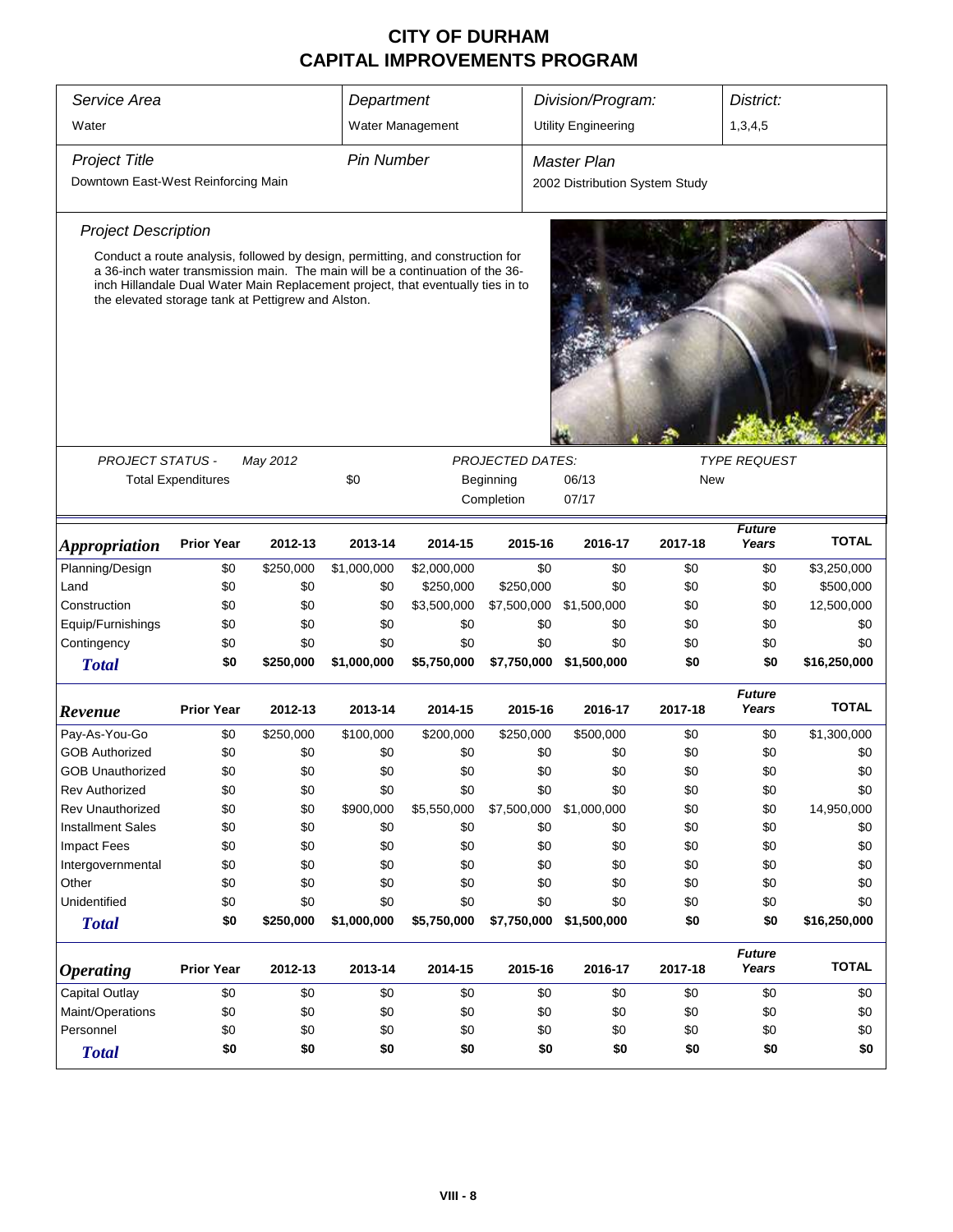# CITY OF DURHAM
# CAPITAL IMPROVEMENTS PROGRAM

| Service Area | Department | Division/Program: | District: |
|---|---|---|---|
| Water | Water Management | Utility Engineering | 1,3,4,5 |

| Project Title | Pin Number | Master Plan |
|---|---|---|
| Downtown East-West Reinforcing Main | | 2002 Distribution System Study |

### Project Description

Conduct a route analysis, followed by design, permitting, and construction for a 36-inch water transmission main. The main will be a continuation of the 36-inch Hillandale Dual Water Main Replacement project, that eventually ties in to the elevated storage tank at Pettigrew and Alston.

| PROJECT STATUS - | May 2012 | | PROJECTED DATES: | | TYPE REQUEST |
|---|---|---|---|---|---|
| Total Expenditures | | $0 | Beginning | 06/13 | New |
| | | | Completion | 07/17 | |

| *Appropriation* | Prior Year | 2012-13 | 2013-14 | 2014-15 | 2015-16 | 2016-17 | 2017-18 | *Future Years* | TOTAL |
|---|---|---|---|---|---|---|---|---|---|
| Planning/Design | $0 | $250,000 | $1,000,000 | $2,000,000 | $0 | $0 | $0 | $0 | $3,250,000 |
| Land | $0 | $0 | $0 | $250,000 | $250,000 | $0 | $0 | $0 | $500,000 |
| Construction | $0 | $0 | $0 | $3,500,000 | $7,500,000 | $1,500,000 | $0 | $0 | 12,500,000 |
| Equip/Furnishings | $0 | $0 | $0 | $0 | $0 | $0 | $0 | $0 | $0 |
| Contingency | $0 | $0 | $0 | $0 | $0 | $0 | $0 | $0 | $0 |
| ***Total*** | **$0** | **$250,000** | **$1,000,000** | **$5,750,000** | **$7,750,000** | **$1,500,000** | **$0** | **$0** | **$16,250,000** |

| *Revenue* | Prior Year | 2012-13 | 2013-14 | 2014-15 | 2015-16 | 2016-17 | 2017-18 | *Future Years* | TOTAL |
|---|---|---|---|---|---|---|---|---|---|
| Pay-As-You-Go | $0 | $250,000 | $100,000 | $200,000 | $250,000 | $500,000 | $0 | $0 | $1,300,000 |
| GOB Authorized | $0 | $0 | $0 | $0 | $0 | $0 | $0 | $0 | $0 |
| GOB Unauthorized | $0 | $0 | $0 | $0 | $0 | $0 | $0 | $0 | $0 |
| Rev Authorized | $0 | $0 | $0 | $0 | $0 | $0 | $0 | $0 | $0 |
| Rev Unauthorized | $0 | $0 | $900,000 | $5,550,000 | $7,500,000 | $1,000,000 | $0 | $0 | 14,950,000 |
| Installment Sales | $0 | $0 | $0 | $0 | $0 | $0 | $0 | $0 | $0 |
| Impact Fees | $0 | $0 | $0 | $0 | $0 | $0 | $0 | $0 | $0 |
| Intergovernmental | $0 | $0 | $0 | $0 | $0 | $0 | $0 | $0 | $0 |
| Other | $0 | $0 | $0 | $0 | $0 | $0 | $0 | $0 | $0 |
| Unidentified | $0 | $0 | $0 | $0 | $0 | $0 | $0 | $0 | $0 |
| ***Total*** | **$0** | **$250,000** | **$1,000,000** | **$5,750,000** | **$7,750,000** | **$1,500,000** | **$0** | **$0** | **$16,250,000** |

| *Operating* | Prior Year | 2012-13 | 2013-14 | 2014-15 | 2015-16 | 2016-17 | 2017-18 | *Future Years* | TOTAL |
|---|---|---|---|---|---|---|---|---|---|
| Capital Outlay | $0 | $0 | $0 | $0 | $0 | $0 | $0 | $0 | $0 |
| Maint/Operations | $0 | $0 | $0 | $0 | $0 | $0 | $0 | $0 | $0 |
| Personnel | $0 | $0 | $0 | $0 | $0 | $0 | $0 | $0 | $0 |
| ***Total*** | **$0** | **$0** | **$0** | **$0** | **$0** | **$0** | **$0** | **$0** | **$0** |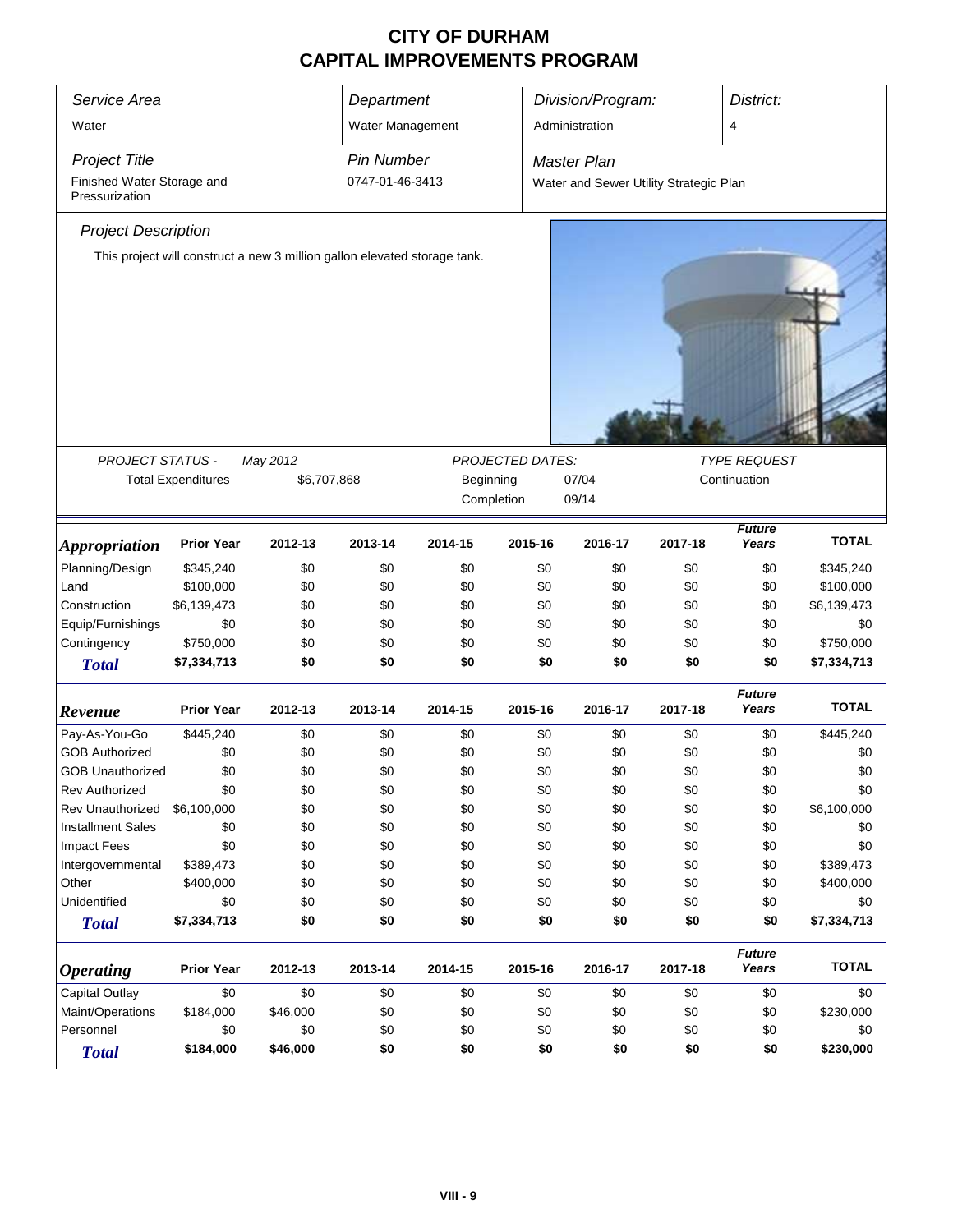# CITY OF DURHAM
## CAPITAL IMPROVEMENTS PROGRAM

| *Service Area* | *Department* | *Division/Program:* | *District:* |
|---|---|---|---|
| Water | Water Management | Administration | 4 |

| *Project Title* | *Pin Number* | *Master Plan* |
|---|---|---|
| Finished Water Storage and Pressurization | 0747-01-46-3413 | Water and Sewer Utility Strategic Plan |

*Project Description*

This project will construct a new 3 million gallon elevated storage tank.

| *PROJECT STATUS -* | *May 2012* | *PROJECTED DATES:* | | *TYPE REQUEST* |
|---|---|---|---|---|
| Total Expenditures | $6,707,868 | Beginning | 07/04 | Continuation |
| | | Completion | 09/14 | |

| *Appropriation* | Prior Year | 2012-13 | 2013-14 | 2014-15 | 2015-16 | 2016-17 | 2017-18 | *Future Years* | TOTAL |
|---|---|---|---|---|---|---|---|---|---|
| Planning/Design | $345,240 | $0 | $0 | $0 | $0 | $0 | $0 | $0 | $345,240 |
| Land | $100,000 | $0 | $0 | $0 | $0 | $0 | $0 | $0 | $100,000 |
| Construction | $6,139,473 | $0 | $0 | $0 | $0 | $0 | $0 | $0 | $6,139,473 |
| Equip/Furnishings | $0 | $0 | $0 | $0 | $0 | $0 | $0 | $0 | $0 |
| Contingency | $750,000 | $0 | $0 | $0 | $0 | $0 | $0 | $0 | $750,000 |
| ***Total*** | **$7,334,713** | **$0** | **$0** | **$0** | **$0** | **$0** | **$0** | **$0** | **$7,334,713** |

| *Revenue* | Prior Year | 2012-13 | 2013-14 | 2014-15 | 2015-16 | 2016-17 | 2017-18 | *Future Years* | TOTAL |
|---|---|---|---|---|---|---|---|---|---|
| Pay-As-You-Go | $445,240 | $0 | $0 | $0 | $0 | $0 | $0 | $0 | $445,240 |
| GOB Authorized | $0 | $0 | $0 | $0 | $0 | $0 | $0 | $0 | $0 |
| GOB Unauthorized | $0 | $0 | $0 | $0 | $0 | $0 | $0 | $0 | $0 |
| Rev Authorized | $0 | $0 | $0 | $0 | $0 | $0 | $0 | $0 | $0 |
| Rev Unauthorized | $6,100,000 | $0 | $0 | $0 | $0 | $0 | $0 | $0 | $6,100,000 |
| Installment Sales | $0 | $0 | $0 | $0 | $0 | $0 | $0 | $0 | $0 |
| Impact Fees | $0 | $0 | $0 | $0 | $0 | $0 | $0 | $0 | $0 |
| Intergovernmental | $389,473 | $0 | $0 | $0 | $0 | $0 | $0 | $0 | $389,473 |
| Other | $400,000 | $0 | $0 | $0 | $0 | $0 | $0 | $0 | $400,000 |
| Unidentified | $0 | $0 | $0 | $0 | $0 | $0 | $0 | $0 | $0 |
| ***Total*** | **$7,334,713** | **$0** | **$0** | **$0** | **$0** | **$0** | **$0** | **$0** | **$7,334,713** |

| *Operating* | Prior Year | 2012-13 | 2013-14 | 2014-15 | 2015-16 | 2016-17 | 2017-18 | *Future Years* | TOTAL |
|---|---|---|---|---|---|---|---|---|---|
| Capital Outlay | $0 | $0 | $0 | $0 | $0 | $0 | $0 | $0 | $0 |
| Maint/Operations | $184,000 | $46,000 | $0 | $0 | $0 | $0 | $0 | $0 | $230,000 |
| Personnel | $0 | $0 | $0 | $0 | $0 | $0 | $0 | $0 | $0 |
| ***Total*** | **$184,000** | **$46,000** | **$0** | **$0** | **$0** | **$0** | **$0** | **$0** | **$230,000** |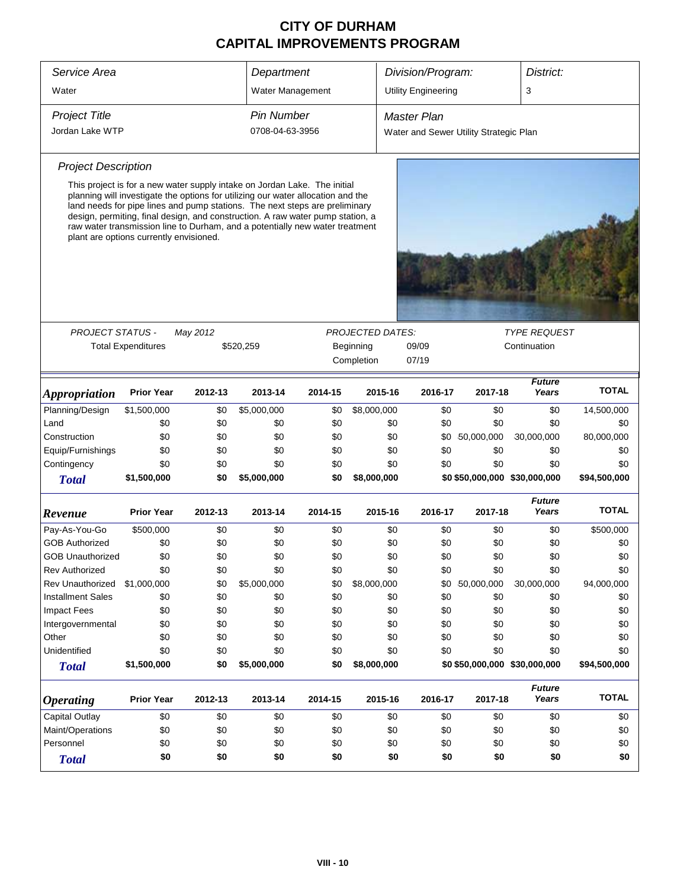# CITY OF DURHAM
# CAPITAL IMPROVEMENTS PROGRAM

| *Service Area* | *Department* | *Division/Program:* | *District:* |
|---|---|---|---|
| Water | Water Management | Utility Engineering | 3 |

| *Project Title* | *Pin Number* | *Master Plan* |
|---|---|---|
| Jordan Lake WTP | 0708-04-63-3956 | Water and Sewer Utility Strategic Plan |

*Project Description*

This project is for a new water supply intake on Jordan Lake. The initial planning will investigate the options for utilizing our water allocation and the land needs for pipe lines and pump stations. The next steps are preliminary design, permiting, final design, and construction. A raw water pump station, a raw water transmission line to Durham, and a potentially new water treatment plant are options currently envisioned.

| *PROJECT STATUS -* | May 2012 | *PROJECTED DATES:* | | *TYPE REQUEST* |
|---|---|---|---|---|
| Total Expenditures | $520,259 | Beginning | 09/09 | Continuation |
| | | Completion | 07/19 | |

| ***Appropriation*** | Prior Year | 2012-13 | 2013-14 | 2014-15 | 2015-16 | 2016-17 | 2017-18 | *Future Years* | TOTAL |
|---|---|---|---|---|---|---|---|---|---|
| Planning/Design | $1,500,000 | $0 | $5,000,000 | $0 | $8,000,000 | $0 | $0 | $0 | 14,500,000 |
| Land | $0 | $0 | $0 | $0 | $0 | $0 | $0 | $0 | $0 |
| Construction | $0 | $0 | $0 | $0 | $0 | $0 | 50,000,000 | 30,000,000 | 80,000,000 |
| Equip/Furnishings | $0 | $0 | $0 | $0 | $0 | $0 | $0 | $0 | $0 |
| Contingency | $0 | $0 | $0 | $0 | $0 | $0 | $0 | $0 | $0 |
| ***Total*** | **$1,500,000** | **$0** | **$5,000,000** | **$0** | **$8,000,000** | **$0** | **$50,000,000** | **$30,000,000** | **$94,500,000** |

| ***Revenue*** | Prior Year | 2012-13 | 2013-14 | 2014-15 | 2015-16 | 2016-17 | 2017-18 | *Future Years* | TOTAL |
|---|---|---|---|---|---|---|---|---|---|
| Pay-As-You-Go | $500,000 | $0 | $0 | $0 | $0 | $0 | $0 | $0 | $500,000 |
| GOB Authorized | $0 | $0 | $0 | $0 | $0 | $0 | $0 | $0 | $0 |
| GOB Unauthorized | $0 | $0 | $0 | $0 | $0 | $0 | $0 | $0 | $0 |
| Rev Authorized | $0 | $0 | $0 | $0 | $0 | $0 | $0 | $0 | $0 |
| Rev Unauthorized | $1,000,000 | $0 | $5,000,000 | $0 | $8,000,000 | $0 | 50,000,000 | 30,000,000 | 94,000,000 |
| Installment Sales | $0 | $0 | $0 | $0 | $0 | $0 | $0 | $0 | $0 |
| Impact Fees | $0 | $0 | $0 | $0 | $0 | $0 | $0 | $0 | $0 |
| Intergovernmental | $0 | $0 | $0 | $0 | $0 | $0 | $0 | $0 | $0 |
| Other | $0 | $0 | $0 | $0 | $0 | $0 | $0 | $0 | $0 |
| Unidentified | $0 | $0 | $0 | $0 | $0 | $0 | $0 | $0 | $0 |
| ***Total*** | **$1,500,000** | **$0** | **$5,000,000** | **$0** | **$8,000,000** | **$0** | **$50,000,000** | **$30,000,000** | **$94,500,000** |

| ***Operating*** | Prior Year | 2012-13 | 2013-14 | 2014-15 | 2015-16 | 2016-17 | 2017-18 | *Future Years* | TOTAL |
|---|---|---|---|---|---|---|---|---|---|
| Capital Outlay | $0 | $0 | $0 | $0 | $0 | $0 | $0 | $0 | $0 |
| Maint/Operations | $0 | $0 | $0 | $0 | $0 | $0 | $0 | $0 | $0 |
| Personnel | $0 | $0 | $0 | $0 | $0 | $0 | $0 | $0 | $0 |
| ***Total*** | **$0** | **$0** | **$0** | **$0** | **$0** | **$0** | **$0** | **$0** | **$0** |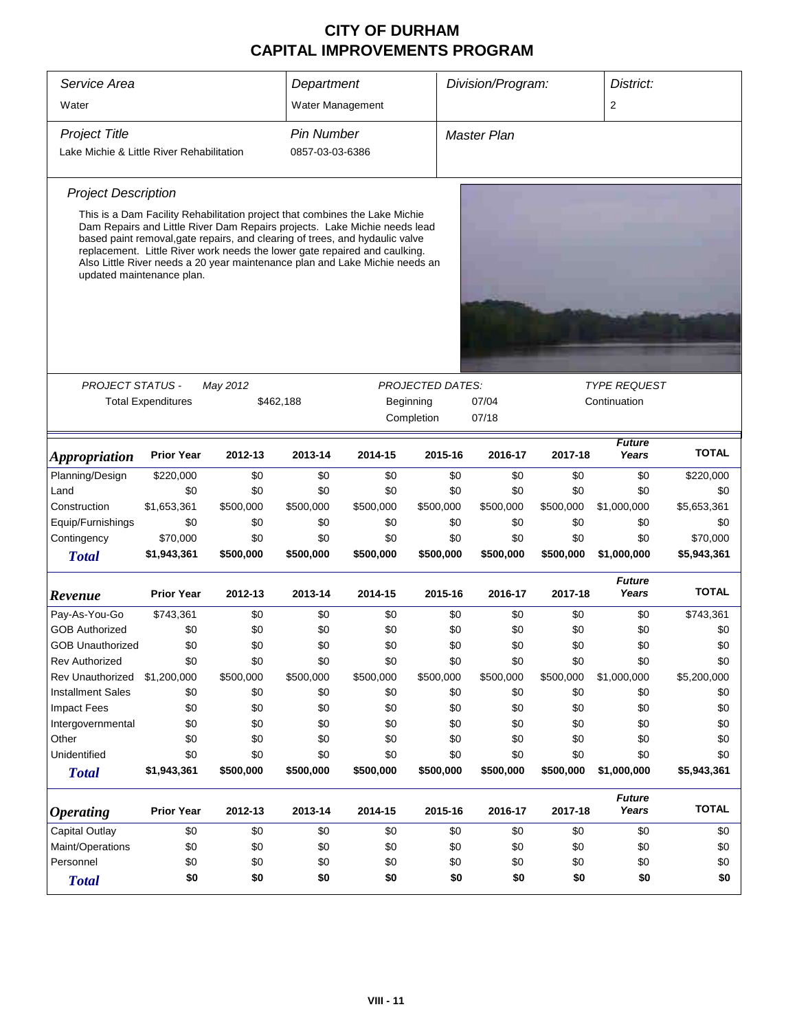# CITY OF DURHAM
## CAPITAL IMPROVEMENTS PROGRAM

| *Service Area* | *Department* | *Division/Program:* | *District:* |
|---|---|---|---|
| Water | Water Management | | 2 |

| *Project Title* | *Pin Number* | *Master Plan* |
|---|---|---|
| Lake Michie & Little River Rehabilitation | 0857-03-03-6386 | |

*Project Description*

This is a Dam Facility Rehabilitation project that combines the Lake Michie Dam Repairs and Little River Dam Repairs projects. Lake Michie needs lead based paint removal,gate repairs, and clearing of trees, and hydaulic valve replacement. Little River work needs the lower gate repaired and caulking. Also Little River needs a 20 year maintenance plan and Lake Michie needs an updated maintenance plan.

| *PROJECT STATUS -* | *May 2012* | *PROJECTED DATES:* | | *TYPE REQUEST* |
|---|---|---|---|---|
| Total Expenditures | $462,188 | Beginning | 07/04 | Continuation |
| | | Completion | 07/18 | |

| *Appropriation* | Prior Year | 2012-13 | 2013-14 | 2014-15 | 2015-16 | 2016-17 | 2017-18 | *Future Years* | TOTAL |
|---|---|---|---|---|---|---|---|---|---|
| Planning/Design | $220,000 | $0 | $0 | $0 | $0 | $0 | $0 | $0 | $220,000 |
| Land | $0 | $0 | $0 | $0 | $0 | $0 | $0 | $0 | $0 |
| Construction | $1,653,361 | $500,000 | $500,000 | $500,000 | $500,000 | $500,000 | $500,000 | $1,000,000 | $5,653,361 |
| Equip/Furnishings | $0 | $0 | $0 | $0 | $0 | $0 | $0 | $0 | $0 |
| Contingency | $70,000 | $0 | $0 | $0 | $0 | $0 | $0 | $0 | $70,000 |
| ***Total*** | **$1,943,361** | **$500,000** | **$500,000** | **$500,000** | **$500,000** | **$500,000** | **$500,000** | **$1,000,000** | **$5,943,361** |

| *Revenue* | Prior Year | 2012-13 | 2013-14 | 2014-15 | 2015-16 | 2016-17 | 2017-18 | *Future Years* | TOTAL |
|---|---|---|---|---|---|---|---|---|---|
| Pay-As-You-Go | $743,361 | $0 | $0 | $0 | $0 | $0 | $0 | $0 | $743,361 |
| GOB Authorized | $0 | $0 | $0 | $0 | $0 | $0 | $0 | $0 | $0 |
| GOB Unauthorized | $0 | $0 | $0 | $0 | $0 | $0 | $0 | $0 | $0 |
| Rev Authorized | $0 | $0 | $0 | $0 | $0 | $0 | $0 | $0 | $0 |
| Rev Unauthorized | $1,200,000 | $500,000 | $500,000 | $500,000 | $500,000 | $500,000 | $500,000 | $1,000,000 | $5,200,000 |
| Installment Sales | $0 | $0 | $0 | $0 | $0 | $0 | $0 | $0 | $0 |
| Impact Fees | $0 | $0 | $0 | $0 | $0 | $0 | $0 | $0 | $0 |
| Intergovernmental | $0 | $0 | $0 | $0 | $0 | $0 | $0 | $0 | $0 |
| Other | $0 | $0 | $0 | $0 | $0 | $0 | $0 | $0 | $0 |
| Unidentified | $0 | $0 | $0 | $0 | $0 | $0 | $0 | $0 | $0 |
| ***Total*** | **$1,943,361** | **$500,000** | **$500,000** | **$500,000** | **$500,000** | **$500,000** | **$500,000** | **$1,000,000** | **$5,943,361** |

| *Operating* | Prior Year | 2012-13 | 2013-14 | 2014-15 | 2015-16 | 2016-17 | 2017-18 | *Future Years* | TOTAL |
|---|---|---|---|---|---|---|---|---|---|
| Capital Outlay | $0 | $0 | $0 | $0 | $0 | $0 | $0 | $0 | $0 |
| Maint/Operations | $0 | $0 | $0 | $0 | $0 | $0 | $0 | $0 | $0 |
| Personnel | $0 | $0 | $0 | $0 | $0 | $0 | $0 | $0 | $0 |
| ***Total*** | **$0** | **$0** | **$0** | **$0** | **$0** | **$0** | **$0** | **$0** | **$0** |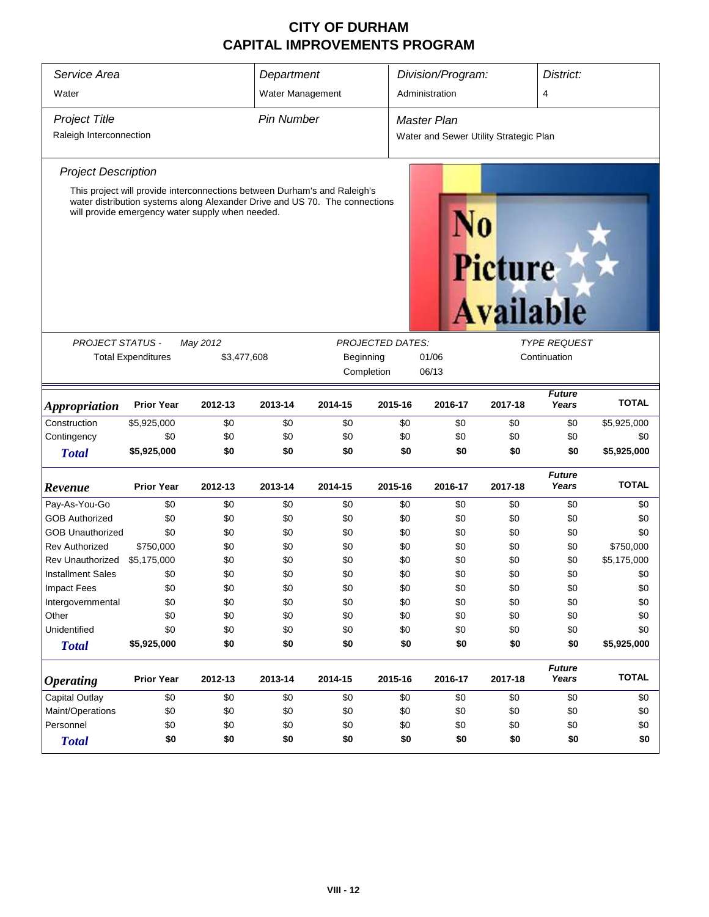# CITY OF DURHAM
# CAPITAL IMPROVEMENTS PROGRAM

| *Service Area* | *Department* | *Division/Program:* | *District:* |
|---|---|---|---|
| Water | Water Management | Administration | 4 |

| *Project Title* | *Pin Number* | *Master Plan* |
|---|---|---|
| Raleigh Interconnection | | Water and Sewer Utility Strategic Plan |

*Project Description*

This project will provide interconnections between Durham's and Raleigh's water distribution systems along Alexander Drive and US 70. The connections will provide emergency water supply when needed.

No Picture Available

| *PROJECT STATUS -* | *May 2012* | *PROJECTED DATES:* | | *TYPE REQUEST* |
|---|---|---|---|---|
| Total Expenditures | $3,477,608 | Beginning | 01/06 | Continuation |
| | | Completion | 06/13 | |

| ***Appropriation*** | **Prior Year** | **2012-13** | **2013-14** | **2014-15** | **2015-16** | **2016-17** | **2017-18** | ***Future Years*** | **TOTAL** |
|---|---|---|---|---|---|---|---|---|---|
| Construction | $5,925,000 | $0 | $0 | $0 | $0 | $0 | $0 | $0 | $5,925,000 |
| Contingency | $0 | $0 | $0 | $0 | $0 | $0 | $0 | $0 | $0 |
| ***Total*** | **$5,925,000** | **$0** | **$0** | **$0** | **$0** | **$0** | **$0** | **$0** | **$5,925,000** |

| ***Revenue*** | **Prior Year** | **2012-13** | **2013-14** | **2014-15** | **2015-16** | **2016-17** | **2017-18** | ***Future Years*** | **TOTAL** |
|---|---|---|---|---|---|---|---|---|---|
| Pay-As-You-Go | $0 | $0 | $0 | $0 | $0 | $0 | $0 | $0 | $0 |
| GOB Authorized | $0 | $0 | $0 | $0 | $0 | $0 | $0 | $0 | $0 |
| GOB Unauthorized | $0 | $0 | $0 | $0 | $0 | $0 | $0 | $0 | $0 |
| Rev Authorized | $750,000 | $0 | $0 | $0 | $0 | $0 | $0 | $0 | $750,000 |
| Rev Unauthorized | $5,175,000 | $0 | $0 | $0 | $0 | $0 | $0 | $0 | $5,175,000 |
| Installment Sales | $0 | $0 | $0 | $0 | $0 | $0 | $0 | $0 | $0 |
| Impact Fees | $0 | $0 | $0 | $0 | $0 | $0 | $0 | $0 | $0 |
| Intergovernmental | $0 | $0 | $0 | $0 | $0 | $0 | $0 | $0 | $0 |
| Other | $0 | $0 | $0 | $0 | $0 | $0 | $0 | $0 | $0 |
| Unidentified | $0 | $0 | $0 | $0 | $0 | $0 | $0 | $0 | $0 |
| ***Total*** | **$5,925,000** | **$0** | **$0** | **$0** | **$0** | **$0** | **$0** | **$0** | **$5,925,000** |

| ***Operating*** | **Prior Year** | **2012-13** | **2013-14** | **2014-15** | **2015-16** | **2016-17** | **2017-18** | ***Future Years*** | **TOTAL** |
|---|---|---|---|---|---|---|---|---|---|
| Capital Outlay | $0 | $0 | $0 | $0 | $0 | $0 | $0 | $0 | $0 |
| Maint/Operations | $0 | $0 | $0 | $0 | $0 | $0 | $0 | $0 | $0 |
| Personnel | $0 | $0 | $0 | $0 | $0 | $0 | $0 | $0 | $0 |
| ***Total*** | **$0** | **$0** | **$0** | **$0** | **$0** | **$0** | **$0** | **$0** | **$0** |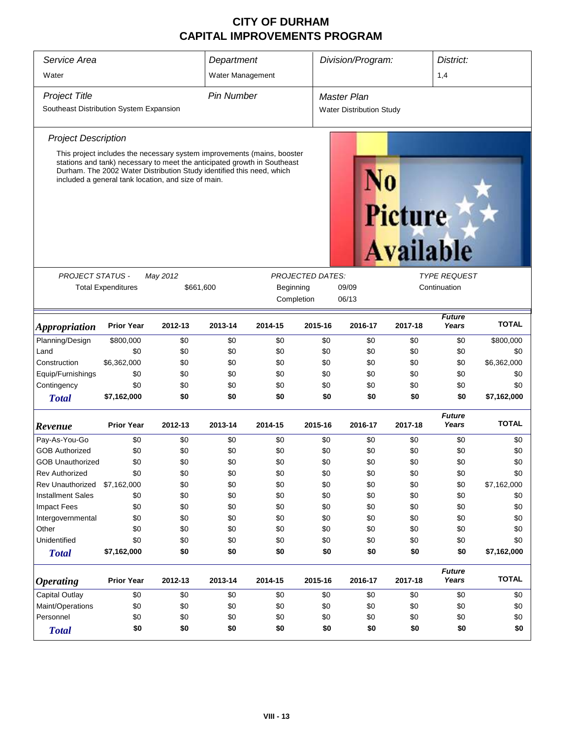# CITY OF DURHAM
# CAPITAL IMPROVEMENTS PROGRAM

| *Service Area* | *Department* | *Division/Program:* | *District:* |
|---|---|---|---|
| Water | Water Management | | 1,4 |

| *Project Title* | *Pin Number* | *Master Plan* |
|---|---|---|
| Southeast Distribution System Expansion | | Water Distribution Study |

### *Project Description*

This project includes the necessary system improvements (mains, booster stations and tank) necessary to meet the anticipated growth in Southeast Durham. The 2002 Water Distribution Study identified this need, which included a general tank location, and size of main.

No Picture Available

| *PROJECT STATUS -* | *May 2012* | *PROJECTED DATES:* | | *TYPE REQUEST* |
|---|---|---|---|---|
| Total Expenditures | $661,600 | Beginning | 09/09 | Continuation |
| | | Completion | 06/13 | |

| ***Appropriation*** | **Prior Year** | **2012-13** | **2013-14** | **2014-15** | **2015-16** | **2016-17** | **2017-18** | ***Future Years*** | **TOTAL** |
|---|---|---|---|---|---|---|---|---|---|
| Planning/Design | $800,000 | $0 | $0 | $0 | $0 | $0 | $0 | $0 | $800,000 |
| Land | $0 | $0 | $0 | $0 | $0 | $0 | $0 | $0 | $0 |
| Construction | $6,362,000 | $0 | $0 | $0 | $0 | $0 | $0 | $0 | $6,362,000 |
| Equip/Furnishings | $0 | $0 | $0 | $0 | $0 | $0 | $0 | $0 | $0 |
| Contingency | $0 | $0 | $0 | $0 | $0 | $0 | $0 | $0 | $0 |
| ***Total*** | **$7,162,000** | **$0** | **$0** | **$0** | **$0** | **$0** | **$0** | **$0** | **$7,162,000** |

| ***Revenue*** | **Prior Year** | **2012-13** | **2013-14** | **2014-15** | **2015-16** | **2016-17** | **2017-18** | ***Future Years*** | **TOTAL** |
|---|---|---|---|---|---|---|---|---|---|
| Pay-As-You-Go | $0 | $0 | $0 | $0 | $0 | $0 | $0 | $0 | $0 |
| GOB Authorized | $0 | $0 | $0 | $0 | $0 | $0 | $0 | $0 | $0 |
| GOB Unauthorized | $0 | $0 | $0 | $0 | $0 | $0 | $0 | $0 | $0 |
| Rev Authorized | $0 | $0 | $0 | $0 | $0 | $0 | $0 | $0 | $0 |
| Rev Unauthorized | $7,162,000 | $0 | $0 | $0 | $0 | $0 | $0 | $0 | $7,162,000 |
| Installment Sales | $0 | $0 | $0 | $0 | $0 | $0 | $0 | $0 | $0 |
| Impact Fees | $0 | $0 | $0 | $0 | $0 | $0 | $0 | $0 | $0 |
| Intergovernmental | $0 | $0 | $0 | $0 | $0 | $0 | $0 | $0 | $0 |
| Other | $0 | $0 | $0 | $0 | $0 | $0 | $0 | $0 | $0 |
| Unidentified | $0 | $0 | $0 | $0 | $0 | $0 | $0 | $0 | $0 |
| ***Total*** | **$7,162,000** | **$0** | **$0** | **$0** | **$0** | **$0** | **$0** | **$0** | **$7,162,000** |

| ***Operating*** | **Prior Year** | **2012-13** | **2013-14** | **2014-15** | **2015-16** | **2016-17** | **2017-18** | ***Future Years*** | **TOTAL** |
|---|---|---|---|---|---|---|---|---|---|
| Capital Outlay | $0 | $0 | $0 | $0 | $0 | $0 | $0 | $0 | $0 |
| Maint/Operations | $0 | $0 | $0 | $0 | $0 | $0 | $0 | $0 | $0 |
| Personnel | $0 | $0 | $0 | $0 | $0 | $0 | $0 | $0 | $0 |
| ***Total*** | **$0** | **$0** | **$0** | **$0** | **$0** | **$0** | **$0** | **$0** | **$0** |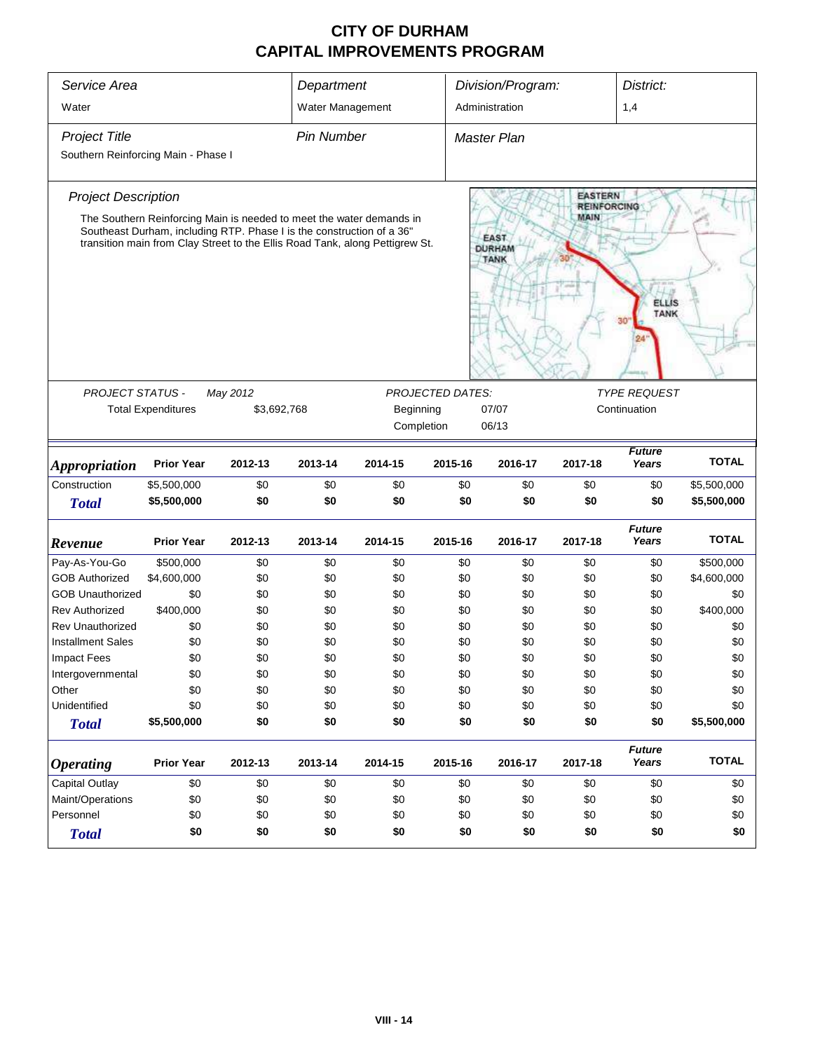# CITY OF DURHAM
# CAPITAL IMPROVEMENTS PROGRAM

| Service Area | Department | Division/Program: | District: |
|---|---|---|---|
| Water | Water Management | Administration | 1,4 |

| Project Title | Pin Number | Master Plan |
|---|---|---|
| Southern Reinforcing Main - Phase I | | |

*Project Description*

The Southern Reinforcing Main is needed to meet the water demands in Southeast Durham, including RTP. Phase I is the construction of a 36" transition main from Clay Street to the Ellis Road Tank, along Pettigrew St.

EASTERN REINFORCING MAIN
EAST DURHAM TANK
ELLIS TANK
30"
30"
24"

| PROJECT STATUS - | May 2012 | PROJECTED DATES: | | TYPE REQUEST |
|---|---|---|---|---|
| Total Expenditures | $3,692,768 | Beginning | 07/07 | Continuation |
| | | Completion | 06/13 | |

| *Appropriation* | Prior Year | 2012-13 | 2013-14 | 2014-15 | 2015-16 | 2016-17 | 2017-18 | *Future Years* | TOTAL |
|---|---|---|---|---|---|---|---|---|---|
| Construction | $5,500,000 | $0 | $0 | $0 | $0 | $0 | $0 | $0 | $5,500,000 |
| ***Total*** | **$5,500,000** | **$0** | **$0** | **$0** | **$0** | **$0** | **$0** | **$0** | **$5,500,000** |

| *Revenue* | Prior Year | 2012-13 | 2013-14 | 2014-15 | 2015-16 | 2016-17 | 2017-18 | *Future Years* | TOTAL |
|---|---|---|---|---|---|---|---|---|---|
| Pay-As-You-Go | $500,000 | $0 | $0 | $0 | $0 | $0 | $0 | $0 | $500,000 |
| GOB Authorized | $4,600,000 | $0 | $0 | $0 | $0 | $0 | $0 | $0 | $4,600,000 |
| GOB Unauthorized | $0 | $0 | $0 | $0 | $0 | $0 | $0 | $0 | $0 |
| Rev Authorized | $400,000 | $0 | $0 | $0 | $0 | $0 | $0 | $0 | $400,000 |
| Rev Unauthorized | $0 | $0 | $0 | $0 | $0 | $0 | $0 | $0 | $0 |
| Installment Sales | $0 | $0 | $0 | $0 | $0 | $0 | $0 | $0 | $0 |
| Impact Fees | $0 | $0 | $0 | $0 | $0 | $0 | $0 | $0 | $0 |
| Intergovernmental | $0 | $0 | $0 | $0 | $0 | $0 | $0 | $0 | $0 |
| Other | $0 | $0 | $0 | $0 | $0 | $0 | $0 | $0 | $0 |
| Unidentified | $0 | $0 | $0 | $0 | $0 | $0 | $0 | $0 | $0 |
| ***Total*** | **$5,500,000** | **$0** | **$0** | **$0** | **$0** | **$0** | **$0** | **$0** | **$5,500,000** |

| *Operating* | Prior Year | 2012-13 | 2013-14 | 2014-15 | 2015-16 | 2016-17 | 2017-18 | *Future Years* | TOTAL |
|---|---|---|---|---|---|---|---|---|---|
| Capital Outlay | $0 | $0 | $0 | $0 | $0 | $0 | $0 | $0 | $0 |
| Maint/Operations | $0 | $0 | $0 | $0 | $0 | $0 | $0 | $0 | $0 |
| Personnel | $0 | $0 | $0 | $0 | $0 | $0 | $0 | $0 | $0 |
| ***Total*** | **$0** | **$0** | **$0** | **$0** | **$0** | **$0** | **$0** | **$0** | **$0** |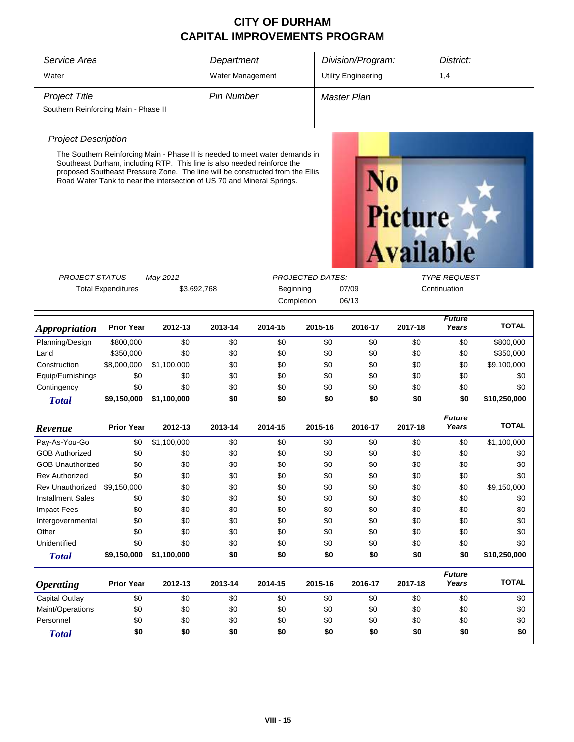# CITY OF DURHAM
# CAPITAL IMPROVEMENTS PROGRAM

| *Service Area* | *Department* | *Division/Program:* | *District:* |
|---|---|---|---|
| Water | Water Management | Utility Engineering | 1,4 |

| *Project Title* | *Pin Number* | *Master Plan* |
|---|---|---|
| Southern Reinforcing Main - Phase II | | |

*Project Description*

The Southern Reinforcing Main - Phase II is needed to meet water demands in Southeast Durham, including RTP. This line is also needed reinforce the proposed Southeast Pressure Zone. The line will be constructed from the Ellis Road Water Tank to near the intersection of US 70 and Mineral Springs.

No Picture Available

| *PROJECT STATUS -* | *May 2012* | *PROJECTED DATES:* | | *TYPE REQUEST* |
|---|---|---|---|---|
| Total Expenditures | $3,692,768 | Beginning | 07/09 | Continuation |
| | | Completion | 06/13 | |

| *Appropriation* | Prior Year | 2012-13 | 2013-14 | 2014-15 | 2015-16 | 2016-17 | 2017-18 | *Future Years* | TOTAL |
|---|---|---|---|---|---|---|---|---|---|
| Planning/Design | $800,000 | $0 | $0 | $0 | $0 | $0 | $0 | $0 | $800,000 |
| Land | $350,000 | $0 | $0 | $0 | $0 | $0 | $0 | $0 | $350,000 |
| Construction | $8,000,000 | $1,100,000 | $0 | $0 | $0 | $0 | $0 | $0 | $9,100,000 |
| Equip/Furnishings | $0 | $0 | $0 | $0 | $0 | $0 | $0 | $0 | $0 |
| Contingency | $0 | $0 | $0 | $0 | $0 | $0 | $0 | $0 | $0 |
| **Total** | **$9,150,000** | **$1,100,000** | **$0** | **$0** | **$0** | **$0** | **$0** | **$0** | **$10,250,000** |

| *Revenue* | Prior Year | 2012-13 | 2013-14 | 2014-15 | 2015-16 | 2016-17 | 2017-18 | *Future Years* | TOTAL |
|---|---|---|---|---|---|---|---|---|---|
| Pay-As-You-Go | $0 | $1,100,000 | $0 | $0 | $0 | $0 | $0 | $0 | $1,100,000 |
| GOB Authorized | $0 | $0 | $0 | $0 | $0 | $0 | $0 | $0 | $0 |
| GOB Unauthorized | $0 | $0 | $0 | $0 | $0 | $0 | $0 | $0 | $0 |
| Rev Authorized | $0 | $0 | $0 | $0 | $0 | $0 | $0 | $0 | $0 |
| Rev Unauthorized | $9,150,000 | $0 | $0 | $0 | $0 | $0 | $0 | $0 | $9,150,000 |
| Installment Sales | $0 | $0 | $0 | $0 | $0 | $0 | $0 | $0 | $0 |
| Impact Fees | $0 | $0 | $0 | $0 | $0 | $0 | $0 | $0 | $0 |
| Intergovernmental | $0 | $0 | $0 | $0 | $0 | $0 | $0 | $0 | $0 |
| Other | $0 | $0 | $0 | $0 | $0 | $0 | $0 | $0 | $0 |
| Unidentified | $0 | $0 | $0 | $0 | $0 | $0 | $0 | $0 | $0 |
| **Total** | **$9,150,000** | **$1,100,000** | **$0** | **$0** | **$0** | **$0** | **$0** | **$0** | **$10,250,000** |

| *Operating* | Prior Year | 2012-13 | 2013-14 | 2014-15 | 2015-16 | 2016-17 | 2017-18 | *Future Years* | TOTAL |
|---|---|---|---|---|---|---|---|---|---|
| Capital Outlay | $0 | $0 | $0 | $0 | $0 | $0 | $0 | $0 | $0 |
| Maint/Operations | $0 | $0 | $0 | $0 | $0 | $0 | $0 | $0 | $0 |
| Personnel | $0 | $0 | $0 | $0 | $0 | $0 | $0 | $0 | $0 |
| **Total** | **$0** | **$0** | **$0** | **$0** | **$0** | **$0** | **$0** | **$0** | **$0** |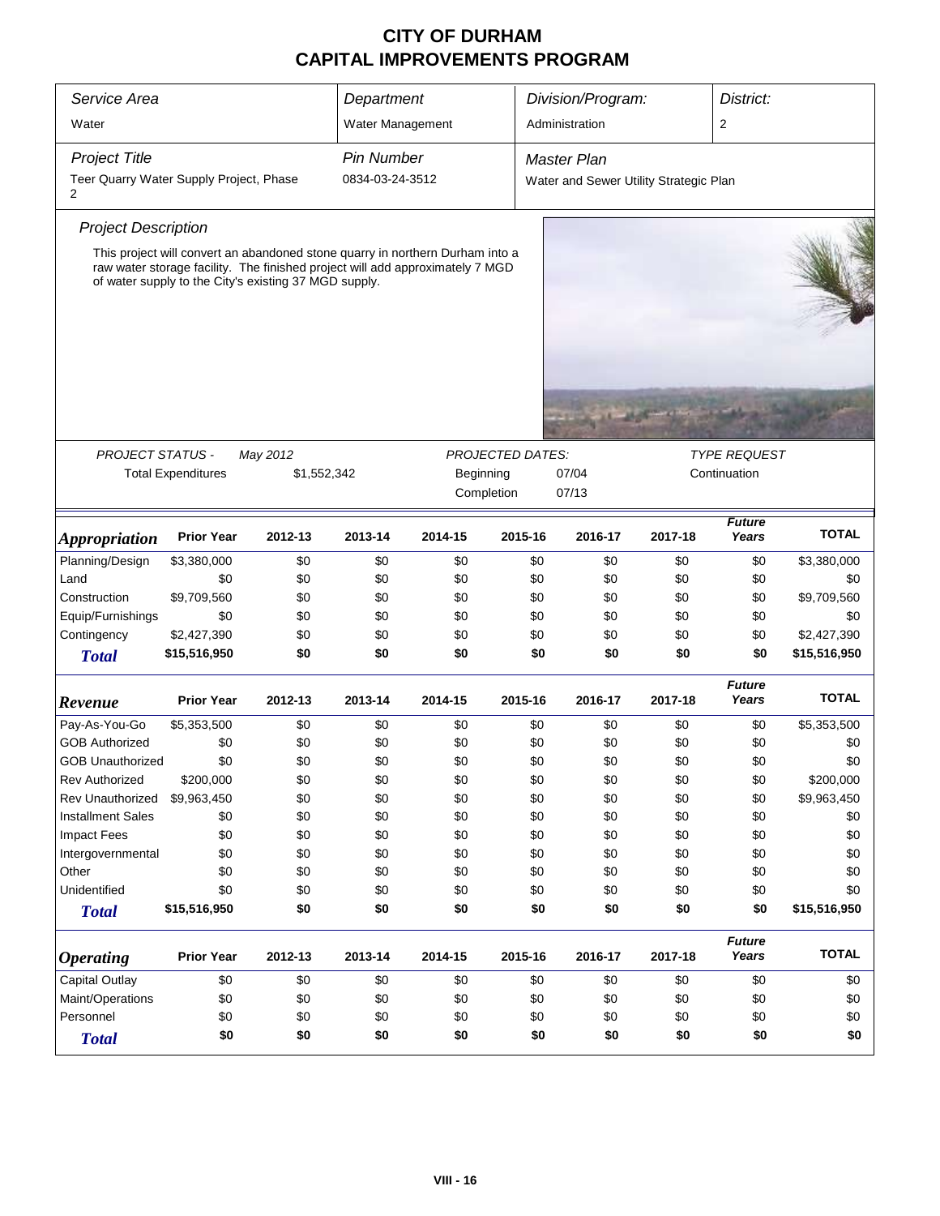# CITY OF DURHAM
## CAPITAL IMPROVEMENTS PROGRAM

| Service Area | Department | Division/Program: | District: |
|---|---|---|---|
| Water | Water Management | Administration | 2 |

| Project Title | Pin Number | Master Plan |
|---|---|---|
| Teer Quarry Water Supply Project, Phase 2 | 0834-03-24-3512 | Water and Sewer Utility Strategic Plan |

### Project Description

This project will convert an abandoned stone quarry in northern Durham into a raw water storage facility. The finished project will add approximately 7 MGD of water supply to the City's existing 37 MGD supply.

| PROJECT STATUS - | May 2012 | PROJECTED DATES: | | TYPE REQUEST |
|---|---|---|---|---|
| Total Expenditures | $1,552,342 | Beginning | 07/04 | Continuation |
| | | Completion | 07/13 | |

| *Appropriation* | Prior Year | 2012-13 | 2013-14 | 2014-15 | 2015-16 | 2016-17 | 2017-18 | Future Years | TOTAL |
|---|---|---|---|---|---|---|---|---|---|
| Planning/Design | $3,380,000 | $0 | $0 | $0 | $0 | $0 | $0 | $0 | $3,380,000 |
| Land | $0 | $0 | $0 | $0 | $0 | $0 | $0 | $0 | $0 |
| Construction | $9,709,560 | $0 | $0 | $0 | $0 | $0 | $0 | $0 | $9,709,560 |
| Equip/Furnishings | $0 | $0 | $0 | $0 | $0 | $0 | $0 | $0 | $0 |
| Contingency | $2,427,390 | $0 | $0 | $0 | $0 | $0 | $0 | $0 | $2,427,390 |
| **Total** | **$15,516,950** | **$0** | **$0** | **$0** | **$0** | **$0** | **$0** | **$0** | **$15,516,950** |

| *Revenue* | Prior Year | 2012-13 | 2013-14 | 2014-15 | 2015-16 | 2016-17 | 2017-18 | Future Years | TOTAL |
|---|---|---|---|---|---|---|---|---|---|
| Pay-As-You-Go | $5,353,500 | $0 | $0 | $0 | $0 | $0 | $0 | $0 | $5,353,500 |
| GOB Authorized | $0 | $0 | $0 | $0 | $0 | $0 | $0 | $0 | $0 |
| GOB Unauthorized | $0 | $0 | $0 | $0 | $0 | $0 | $0 | $0 | $0 |
| Rev Authorized | $200,000 | $0 | $0 | $0 | $0 | $0 | $0 | $0 | $200,000 |
| Rev Unauthorized | $9,963,450 | $0 | $0 | $0 | $0 | $0 | $0 | $0 | $9,963,450 |
| Installment Sales | $0 | $0 | $0 | $0 | $0 | $0 | $0 | $0 | $0 |
| Impact Fees | $0 | $0 | $0 | $0 | $0 | $0 | $0 | $0 | $0 |
| Intergovernmental | $0 | $0 | $0 | $0 | $0 | $0 | $0 | $0 | $0 |
| Other | $0 | $0 | $0 | $0 | $0 | $0 | $0 | $0 | $0 |
| Unidentified | $0 | $0 | $0 | $0 | $0 | $0 | $0 | $0 | $0 |
| **Total** | **$15,516,950** | **$0** | **$0** | **$0** | **$0** | **$0** | **$0** | **$0** | **$15,516,950** |

| *Operating* | Prior Year | 2012-13 | 2013-14 | 2014-15 | 2015-16 | 2016-17 | 2017-18 | Future Years | TOTAL |
|---|---|---|---|---|---|---|---|---|---|
| Capital Outlay | $0 | $0 | $0 | $0 | $0 | $0 | $0 | $0 | $0 |
| Maint/Operations | $0 | $0 | $0 | $0 | $0 | $0 | $0 | $0 | $0 |
| Personnel | $0 | $0 | $0 | $0 | $0 | $0 | $0 | $0 | $0 |
| **Total** | **$0** | **$0** | **$0** | **$0** | **$0** | **$0** | **$0** | **$0** | **$0** |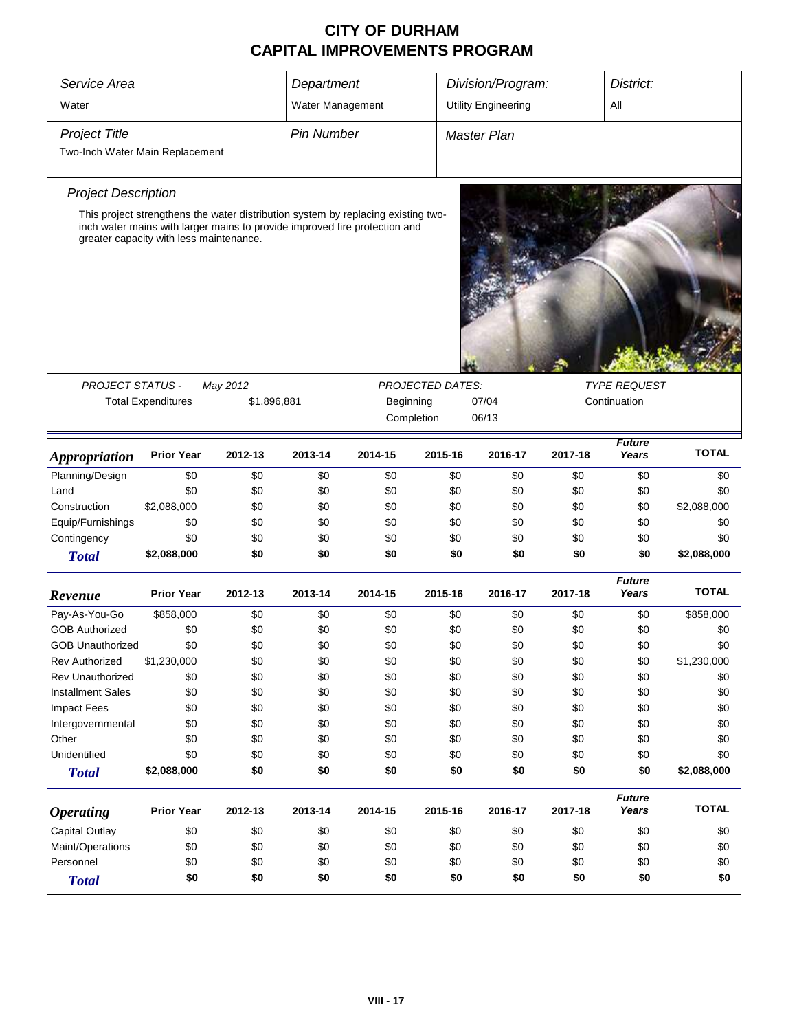# CITY OF DURHAM
# CAPITAL IMPROVEMENTS PROGRAM

| *Service Area* | *Department* | *Division/Program:* | *District:* |
|---|---|---|---|
| Water | Water Management | Utility Engineering | All |

| *Project Title* | *Pin Number* | *Master Plan* |
|---|---|---|
| Two-Inch Water Main Replacement | | |

*Project Description*

This project strengthens the water distribution system by replacing existing two-inch water mains with larger mains to provide improved fire protection and greater capacity with less maintenance.

| *PROJECT STATUS -* | *May 2012* | *PROJECTED DATES:* | | *TYPE REQUEST* |
|---|---|---|---|---|
| Total Expenditures | $1,896,881 | Beginning | 07/04 | Continuation |
| | | Completion | 06/13 | |

| *Appropriation* | Prior Year | 2012-13 | 2013-14 | 2014-15 | 2015-16 | 2016-17 | 2017-18 | *Future Years* | TOTAL |
|---|---|---|---|---|---|---|---|---|---|
| Planning/Design | $0 | $0 | $0 | $0 | $0 | $0 | $0 | $0 | $0 |
| Land | $0 | $0 | $0 | $0 | $0 | $0 | $0 | $0 | $0 |
| Construction | $2,088,000 | $0 | $0 | $0 | $0 | $0 | $0 | $0 | $2,088,000 |
| Equip/Furnishings | $0 | $0 | $0 | $0 | $0 | $0 | $0 | $0 | $0 |
| Contingency | $0 | $0 | $0 | $0 | $0 | $0 | $0 | $0 | $0 |
| ***Total*** | **$2,088,000** | **$0** | **$0** | **$0** | **$0** | **$0** | **$0** | **$0** | **$2,088,000** |

| *Revenue* | Prior Year | 2012-13 | 2013-14 | 2014-15 | 2015-16 | 2016-17 | 2017-18 | *Future Years* | TOTAL |
|---|---|---|---|---|---|---|---|---|---|
| Pay-As-You-Go | $858,000 | $0 | $0 | $0 | $0 | $0 | $0 | $0 | $858,000 |
| GOB Authorized | $0 | $0 | $0 | $0 | $0 | $0 | $0 | $0 | $0 |
| GOB Unauthorized | $0 | $0 | $0 | $0 | $0 | $0 | $0 | $0 | $0 |
| Rev Authorized | $1,230,000 | $0 | $0 | $0 | $0 | $0 | $0 | $0 | $1,230,000 |
| Rev Unauthorized | $0 | $0 | $0 | $0 | $0 | $0 | $0 | $0 | $0 |
| Installment Sales | $0 | $0 | $0 | $0 | $0 | $0 | $0 | $0 | $0 |
| Impact Fees | $0 | $0 | $0 | $0 | $0 | $0 | $0 | $0 | $0 |
| Intergovernmental | $0 | $0 | $0 | $0 | $0 | $0 | $0 | $0 | $0 |
| Other | $0 | $0 | $0 | $0 | $0 | $0 | $0 | $0 | $0 |
| Unidentified | $0 | $0 | $0 | $0 | $0 | $0 | $0 | $0 | $0 |
| ***Total*** | **$2,088,000** | **$0** | **$0** | **$0** | **$0** | **$0** | **$0** | **$0** | **$2,088,000** |

| *Operating* | Prior Year | 2012-13 | 2013-14 | 2014-15 | 2015-16 | 2016-17 | 2017-18 | *Future Years* | TOTAL |
|---|---|---|---|---|---|---|---|---|---|
| Capital Outlay | $0 | $0 | $0 | $0 | $0 | $0 | $0 | $0 | $0 |
| Maint/Operations | $0 | $0 | $0 | $0 | $0 | $0 | $0 | $0 | $0 |
| Personnel | $0 | $0 | $0 | $0 | $0 | $0 | $0 | $0 | $0 |
| ***Total*** | **$0** | **$0** | **$0** | **$0** | **$0** | **$0** | **$0** | **$0** | **$0** |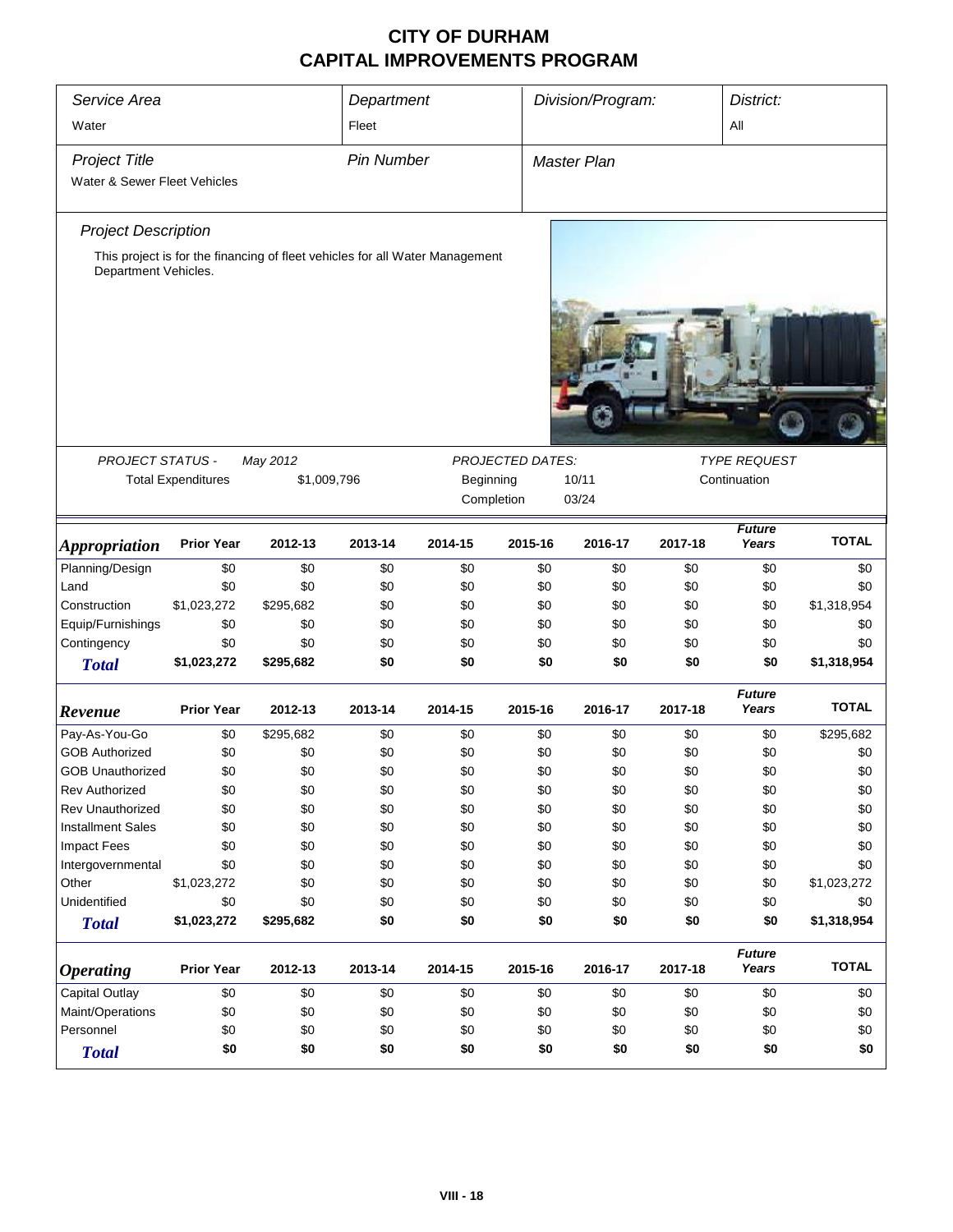# CITY OF DURHAM
## CAPITAL IMPROVEMENTS PROGRAM

| *Service Area* | *Department* | *Division/Program:* | *District:* |
|---|---|---|---|
| Water | Fleet | | All |

| *Project Title* | *Pin Number* | *Master Plan* |
|---|---|---|
| Water & Sewer Fleet Vehicles | | |

*Project Description*

This project is for the financing of fleet vehicles for all Water Management Department Vehicles.

| PROJECT STATUS - | May 2012 | PROJECTED DATES: | | TYPE REQUEST |
|---|---|---|---|---|
| Total Expenditures | $1,009,796 | Beginning | 10/11 | Continuation |
| | | Completion | 03/24 | |

| *Appropriation* | Prior Year | 2012-13 | 2013-14 | 2014-15 | 2015-16 | 2016-17 | 2017-18 | *Future Years* | TOTAL |
|---|---|---|---|---|---|---|---|---|---|
| Planning/Design | $0 | $0 | $0 | $0 | $0 | $0 | $0 | $0 | $0 |
| Land | $0 | $0 | $0 | $0 | $0 | $0 | $0 | $0 | $0 |
| Construction | $1,023,272 | $295,682 | $0 | $0 | $0 | $0 | $0 | $0 | $1,318,954 |
| Equip/Furnishings | $0 | $0 | $0 | $0 | $0 | $0 | $0 | $0 | $0 |
| Contingency | $0 | $0 | $0 | $0 | $0 | $0 | $0 | $0 | $0 |
| ***Total*** | **$1,023,272** | **$295,682** | **$0** | **$0** | **$0** | **$0** | **$0** | **$0** | **$1,318,954** |

| *Revenue* | Prior Year | 2012-13 | 2013-14 | 2014-15 | 2015-16 | 2016-17 | 2017-18 | *Future Years* | TOTAL |
|---|---|---|---|---|---|---|---|---|---|
| Pay-As-You-Go | $0 | $295,682 | $0 | $0 | $0 | $0 | $0 | $0 | $295,682 |
| GOB Authorized | $0 | $0 | $0 | $0 | $0 | $0 | $0 | $0 | $0 |
| GOB Unauthorized | $0 | $0 | $0 | $0 | $0 | $0 | $0 | $0 | $0 |
| Rev Authorized | $0 | $0 | $0 | $0 | $0 | $0 | $0 | $0 | $0 |
| Rev Unauthorized | $0 | $0 | $0 | $0 | $0 | $0 | $0 | $0 | $0 |
| Installment Sales | $0 | $0 | $0 | $0 | $0 | $0 | $0 | $0 | $0 |
| Impact Fees | $0 | $0 | $0 | $0 | $0 | $0 | $0 | $0 | $0 |
| Intergovernmental | $0 | $0 | $0 | $0 | $0 | $0 | $0 | $0 | $0 |
| Other | $1,023,272 | $0 | $0 | $0 | $0 | $0 | $0 | $0 | $1,023,272 |
| Unidentified | $0 | $0 | $0 | $0 | $0 | $0 | $0 | $0 | $0 |
| ***Total*** | **$1,023,272** | **$295,682** | **$0** | **$0** | **$0** | **$0** | **$0** | **$0** | **$1,318,954** |

| *Operating* | Prior Year | 2012-13 | 2013-14 | 2014-15 | 2015-16 | 2016-17 | 2017-18 | *Future Years* | TOTAL |
|---|---|---|---|---|---|---|---|---|---|
| Capital Outlay | $0 | $0 | $0 | $0 | $0 | $0 | $0 | $0 | $0 |
| Maint/Operations | $0 | $0 | $0 | $0 | $0 | $0 | $0 | $0 | $0 |
| Personnel | $0 | $0 | $0 | $0 | $0 | $0 | $0 | $0 | $0 |
| ***Total*** | **$0** | **$0** | **$0** | **$0** | **$0** | **$0** | **$0** | **$0** | **$0** |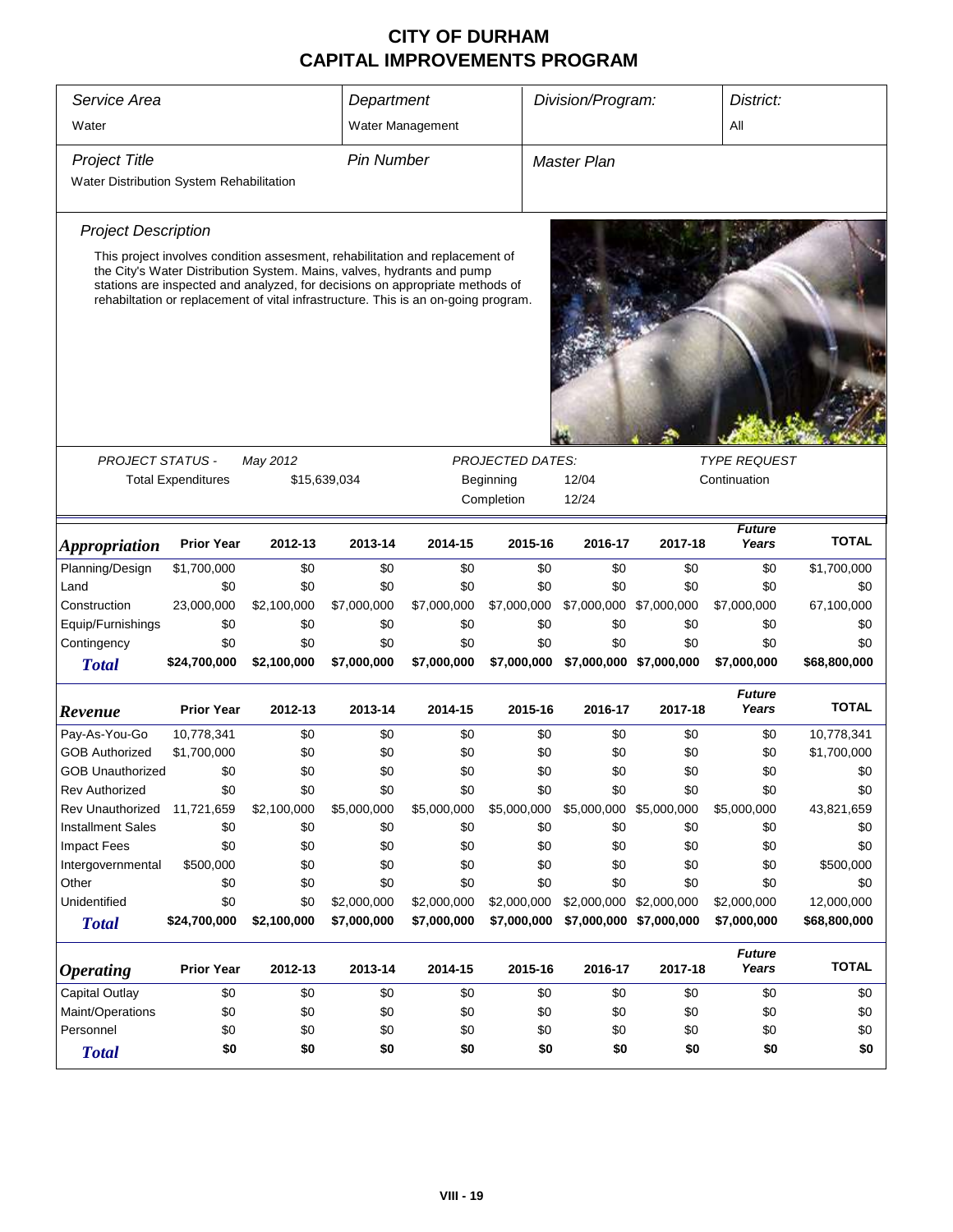# CITY OF DURHAM
# CAPITAL IMPROVEMENTS PROGRAM

| Service Area | Department | Division/Program: | District: |
|---|---|---|---|
| Water | Water Management | | All |

| Project Title | Pin Number | Master Plan |
|---|---|---|
| Water Distribution System Rehabilitation | | |

### Project Description

This project involves condition assesment, rehabilitation and replacement of the City's Water Distribution System. Mains, valves, hydrants and pump stations are inspected and analyzed, for decisions on appropriate methods of rehabiltation or replacement of vital infrastructure. This is an on-going program.

| PROJECT STATUS - | May 2012 | PROJECTED DATES: | | TYPE REQUEST |
|---|---|---|---|---|
| Total Expenditures | $15,639,034 | Beginning | 12/04 | Continuation |
| | | Completion | 12/24 | |

| *Appropriation* | Prior Year | 2012-13 | 2013-14 | 2014-15 | 2015-16 | 2016-17 | 2017-18 | Future Years | TOTAL |
|---|---|---|---|---|---|---|---|---|---|
| Planning/Design | $1,700,000 | $0 | $0 | $0 | $0 | $0 | $0 | $0 | $1,700,000 |
| Land | $0 | $0 | $0 | $0 | $0 | $0 | $0 | $0 | $0 |
| Construction | 23,000,000 | $2,100,000 | $7,000,000 | $7,000,000 | $7,000,000 | $7,000,000 | $7,000,000 | $7,000,000 | 67,100,000 |
| Equip/Furnishings | $0 | $0 | $0 | $0 | $0 | $0 | $0 | $0 | $0 |
| Contingency | $0 | $0 | $0 | $0 | $0 | $0 | $0 | $0 | $0 |
| **Total** | **$24,700,000** | **$2,100,000** | **$7,000,000** | **$7,000,000** | **$7,000,000** | **$7,000,000** | **$7,000,000** | **$7,000,000** | **$68,800,000** |

| *Revenue* | Prior Year | 2012-13 | 2013-14 | 2014-15 | 2015-16 | 2016-17 | 2017-18 | Future Years | TOTAL |
|---|---|---|---|---|---|---|---|---|---|
| Pay-As-You-Go | 10,778,341 | $0 | $0 | $0 | $0 | $0 | $0 | $0 | 10,778,341 |
| GOB Authorized | $1,700,000 | $0 | $0 | $0 | $0 | $0 | $0 | $0 | $1,700,000 |
| GOB Unauthorized | $0 | $0 | $0 | $0 | $0 | $0 | $0 | $0 | $0 |
| Rev Authorized | $0 | $0 | $0 | $0 | $0 | $0 | $0 | $0 | $0 |
| Rev Unauthorized | 11,721,659 | $2,100,000 | $5,000,000 | $5,000,000 | $5,000,000 | $5,000,000 | $5,000,000 | $5,000,000 | 43,821,659 |
| Installment Sales | $0 | $0 | $0 | $0 | $0 | $0 | $0 | $0 | $0 |
| Impact Fees | $0 | $0 | $0 | $0 | $0 | $0 | $0 | $0 | $0 |
| Intergovernmental | $500,000 | $0 | $0 | $0 | $0 | $0 | $0 | $0 | $500,000 |
| Other | $0 | $0 | $0 | $0 | $0 | $0 | $0 | $0 | $0 |
| Unidentified | $0 | $0 | $2,000,000 | $2,000,000 | $2,000,000 | $2,000,000 | $2,000,000 | $2,000,000 | 12,000,000 |
| **Total** | **$24,700,000** | **$2,100,000** | **$7,000,000** | **$7,000,000** | **$7,000,000** | **$7,000,000** | **$7,000,000** | **$7,000,000** | **$68,800,000** |

| *Operating* | Prior Year | 2012-13 | 2013-14 | 2014-15 | 2015-16 | 2016-17 | 2017-18 | Future Years | TOTAL |
|---|---|---|---|---|---|---|---|---|---|
| Capital Outlay | $0 | $0 | $0 | $0 | $0 | $0 | $0 | $0 | $0 |
| Maint/Operations | $0 | $0 | $0 | $0 | $0 | $0 | $0 | $0 | $0 |
| Personnel | $0 | $0 | $0 | $0 | $0 | $0 | $0 | $0 | $0 |
| **Total** | **$0** | **$0** | **$0** | **$0** | **$0** | **$0** | **$0** | **$0** | **$0** |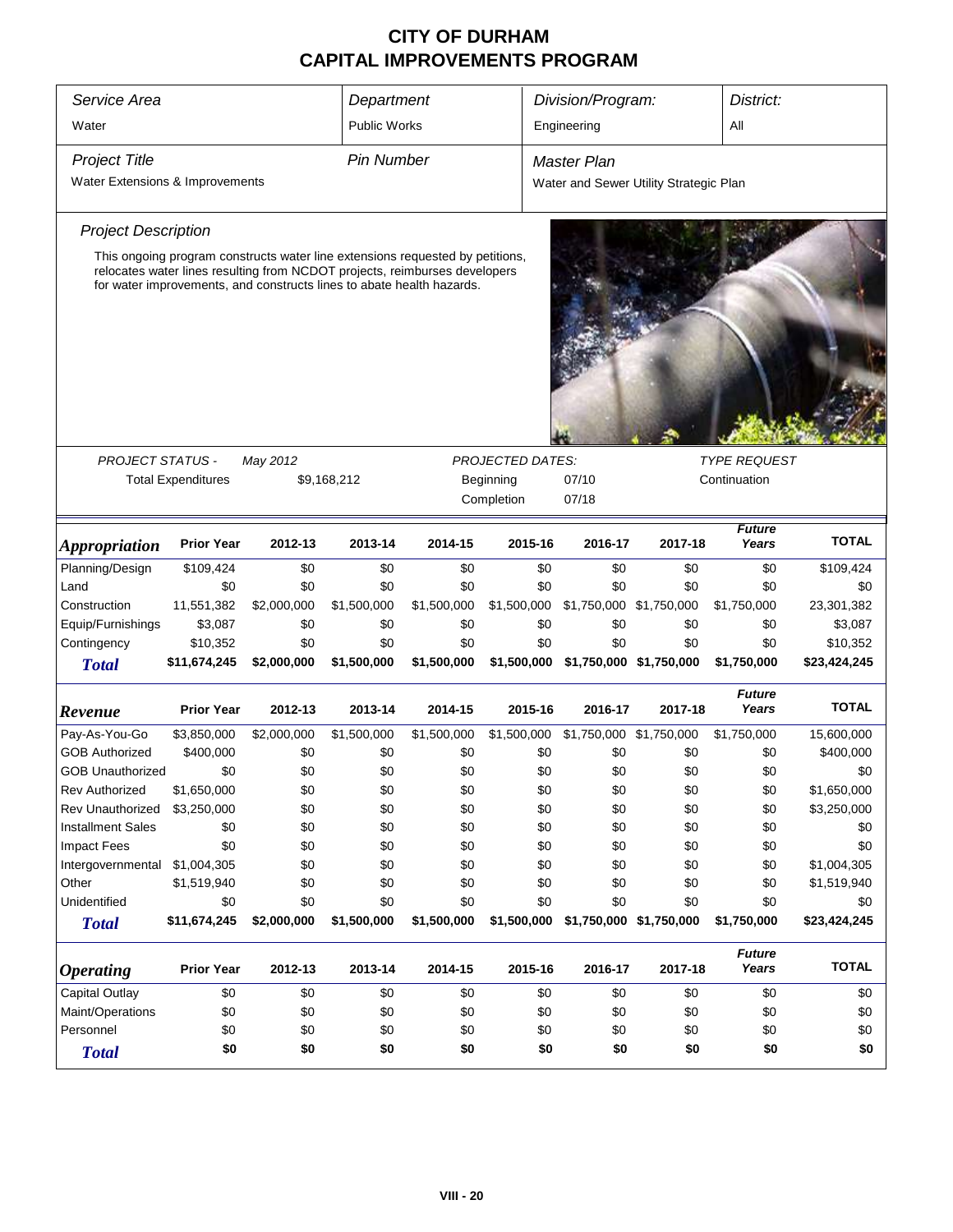# CITY OF DURHAM
# CAPITAL IMPROVEMENTS PROGRAM

| Service Area | Department | Division/Program: | District: |
|---|---|---|---|
| Water | Public Works | Engineering | All |

| Project Title | Pin Number | Master Plan |
|---|---|---|
| Water Extensions & Improvements | | Water and Sewer Utility Strategic Plan |

*Project Description*

This ongoing program constructs water line extensions requested by petitions, relocates water lines resulting from NCDOT projects, reimburses developers for water improvements, and constructs lines to abate health hazards.

| PROJECT STATUS - | May 2012 | PROJECTED DATES: | | TYPE REQUEST |
|---|---|---|---|---|
| Total Expenditures | $9,168,212 | Beginning | 07/10 | Continuation |
| | | Completion | 07/18 | |

| *Appropriation* | Prior Year | 2012-13 | 2013-14 | 2014-15 | 2015-16 | 2016-17 | 2017-18 | Future Years | TOTAL |
|---|---|---|---|---|---|---|---|---|---|
| Planning/Design | $109,424 | $0 | $0 | $0 | $0 | $0 | $0 | $0 | $109,424 |
| Land | $0 | $0 | $0 | $0 | $0 | $0 | $0 | $0 | $0 |
| Construction | 11,551,382 | $2,000,000 | $1,500,000 | $1,500,000 | $1,500,000 | $1,750,000 | $1,750,000 | $1,750,000 | 23,301,382 |
| Equip/Furnishings | $3,087 | $0 | $0 | $0 | $0 | $0 | $0 | $0 | $3,087 |
| Contingency | $10,352 | $0 | $0 | $0 | $0 | $0 | $0 | $0 | $10,352 |
| **Total** | **$11,674,245** | **$2,000,000** | **$1,500,000** | **$1,500,000** | **$1,500,000** | **$1,750,000** | **$1,750,000** | **$1,750,000** | **$23,424,245** |

| *Revenue* | Prior Year | 2012-13 | 2013-14 | 2014-15 | 2015-16 | 2016-17 | 2017-18 | Future Years | TOTAL |
|---|---|---|---|---|---|---|---|---|---|
| Pay-As-You-Go | $3,850,000 | $2,000,000 | $1,500,000 | $1,500,000 | $1,500,000 | $1,750,000 | $1,750,000 | $1,750,000 | 15,600,000 |
| GOB Authorized | $400,000 | $0 | $0 | $0 | $0 | $0 | $0 | $0 | $400,000 |
| GOB Unauthorized | $0 | $0 | $0 | $0 | $0 | $0 | $0 | $0 | $0 |
| Rev Authorized | $1,650,000 | $0 | $0 | $0 | $0 | $0 | $0 | $0 | $1,650,000 |
| Rev Unauthorized | $3,250,000 | $0 | $0 | $0 | $0 | $0 | $0 | $0 | $3,250,000 |
| Installment Sales | $0 | $0 | $0 | $0 | $0 | $0 | $0 | $0 | $0 |
| Impact Fees | $0 | $0 | $0 | $0 | $0 | $0 | $0 | $0 | $0 |
| Intergovernmental | $1,004,305 | $0 | $0 | $0 | $0 | $0 | $0 | $0 | $1,004,305 |
| Other | $1,519,940 | $0 | $0 | $0 | $0 | $0 | $0 | $0 | $1,519,940 |
| Unidentified | $0 | $0 | $0 | $0 | $0 | $0 | $0 | $0 | $0 |
| **Total** | **$11,674,245** | **$2,000,000** | **$1,500,000** | **$1,500,000** | **$1,500,000** | **$1,750,000** | **$1,750,000** | **$1,750,000** | **$23,424,245** |

| *Operating* | Prior Year | 2012-13 | 2013-14 | 2014-15 | 2015-16 | 2016-17 | 2017-18 | Future Years | TOTAL |
|---|---|---|---|---|---|---|---|---|---|
| Capital Outlay | $0 | $0 | $0 | $0 | $0 | $0 | $0 | $0 | $0 |
| Maint/Operations | $0 | $0 | $0 | $0 | $0 | $0 | $0 | $0 | $0 |
| Personnel | $0 | $0 | $0 | $0 | $0 | $0 | $0 | $0 | $0 |
| **Total** | **$0** | **$0** | **$0** | **$0** | **$0** | **$0** | **$0** | **$0** | **$0** |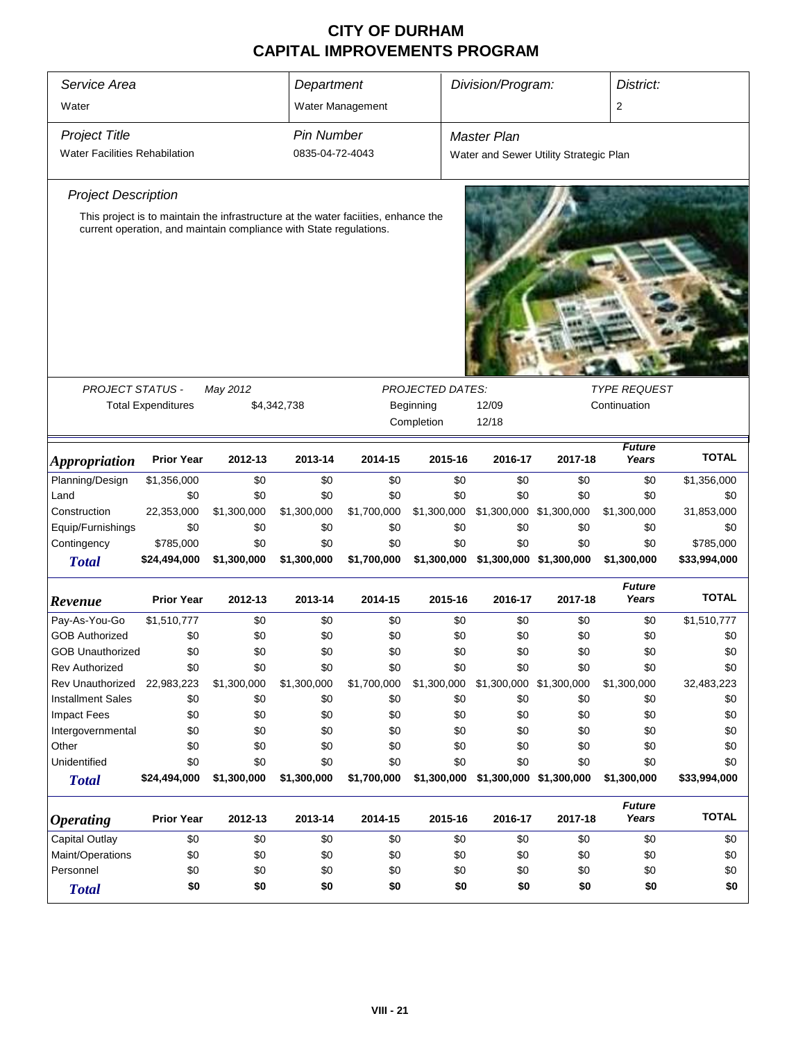# CITY OF DURHAM
# CAPITAL IMPROVEMENTS PROGRAM

| *Service Area* | *Department* | *Division/Program:* | *District:* |
|---|---|---|---|
| Water | Water Management | | 2 |

| *Project Title* | *Pin Number* | *Master Plan* |
|---|---|---|
| Water Facilities Rehabilitation | 0835-04-72-4043 | Water and Sewer Utility Strategic Plan |

*Project Description*

This project is to maintain the infrastructure at the water faciities, enhance the current operation, and maintain compliance with State regulations.

| *PROJECT STATUS -* | *May 2012* | *PROJECTED DATES:* | | *TYPE REQUEST* |
|---|---|---|---|---|
| Total Expenditures | $4,342,738 | Beginning | 12/09 | Continuation |
| | | Completion | 12/18 | |

| *Appropriation* | Prior Year | 2012-13 | 2013-14 | 2014-15 | 2015-16 | 2016-17 | 2017-18 | *Future Years* | TOTAL |
|---|---|---|---|---|---|---|---|---|---|
| Planning/Design | $1,356,000 | $0 | $0 | $0 | $0 | $0 | $0 | $0 | $1,356,000 |
| Land | $0 | $0 | $0 | $0 | $0 | $0 | $0 | $0 | $0 |
| Construction | 22,353,000 | $1,300,000 | $1,300,000 | $1,700,000 | $1,300,000 | $1,300,000 | $1,300,000 | $1,300,000 | 31,853,000 |
| Equip/Furnishings | $0 | $0 | $0 | $0 | $0 | $0 | $0 | $0 | $0 |
| Contingency | $785,000 | $0 | $0 | $0 | $0 | $0 | $0 | $0 | $785,000 |
| ***Total*** | **$24,494,000** | **$1,300,000** | **$1,300,000** | **$1,700,000** | **$1,300,000** | **$1,300,000** | **$1,300,000** | **$1,300,000** | **$33,994,000** |

| *Revenue* | Prior Year | 2012-13 | 2013-14 | 2014-15 | 2015-16 | 2016-17 | 2017-18 | *Future Years* | TOTAL |
|---|---|---|---|---|---|---|---|---|---|
| Pay-As-You-Go | $1,510,777 | $0 | $0 | $0 | $0 | $0 | $0 | $0 | $1,510,777 |
| GOB Authorized | $0 | $0 | $0 | $0 | $0 | $0 | $0 | $0 | $0 |
| GOB Unauthorized | $0 | $0 | $0 | $0 | $0 | $0 | $0 | $0 | $0 |
| Rev Authorized | $0 | $0 | $0 | $0 | $0 | $0 | $0 | $0 | $0 |
| Rev Unauthorized | 22,983,223 | $1,300,000 | $1,300,000 | $1,700,000 | $1,300,000 | $1,300,000 | $1,300,000 | $1,300,000 | 32,483,223 |
| Installment Sales | $0 | $0 | $0 | $0 | $0 | $0 | $0 | $0 | $0 |
| Impact Fees | $0 | $0 | $0 | $0 | $0 | $0 | $0 | $0 | $0 |
| Intergovernmental | $0 | $0 | $0 | $0 | $0 | $0 | $0 | $0 | $0 |
| Other | $0 | $0 | $0 | $0 | $0 | $0 | $0 | $0 | $0 |
| Unidentified | $0 | $0 | $0 | $0 | $0 | $0 | $0 | $0 | $0 |
| ***Total*** | **$24,494,000** | **$1,300,000** | **$1,300,000** | **$1,700,000** | **$1,300,000** | **$1,300,000** | **$1,300,000** | **$1,300,000** | **$33,994,000** |

| *Operating* | Prior Year | 2012-13 | 2013-14 | 2014-15 | 2015-16 | 2016-17 | 2017-18 | *Future Years* | TOTAL |
|---|---|---|---|---|---|---|---|---|---|
| Capital Outlay | $0 | $0 | $0 | $0 | $0 | $0 | $0 | $0 | $0 |
| Maint/Operations | $0 | $0 | $0 | $0 | $0 | $0 | $0 | $0 | $0 |
| Personnel | $0 | $0 | $0 | $0 | $0 | $0 | $0 | $0 | $0 |
| ***Total*** | **$0** | **$0** | **$0** | **$0** | **$0** | **$0** | **$0** | **$0** | **$0** |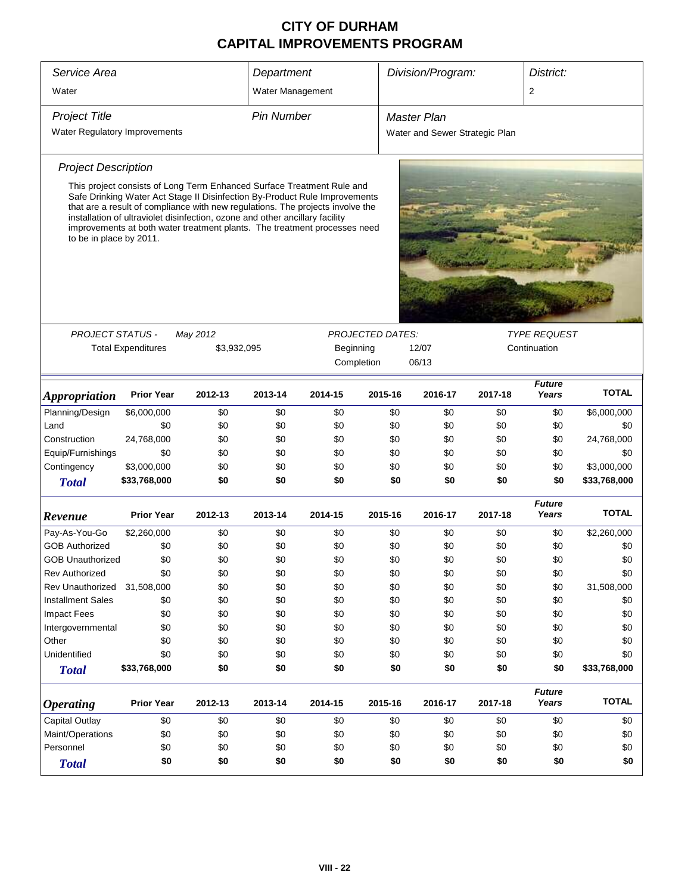# CITY OF DURHAM
# CAPITAL IMPROVEMENTS PROGRAM

| *Service Area* | *Department* | *Division/Program:* | *District:* |
|---|---|---|---|
| Water | Water Management | | 2 |

| *Project Title* | *Pin Number* | *Master Plan* |
|---|---|---|
| Water Regulatory Improvements | | Water and Sewer Strategic Plan |

*Project Description*

This project consists of Long Term Enhanced Surface Treatment Rule and Safe Drinking Water Act Stage II Disinfection By-Product Rule Improvements that are a result of compliance with new regulations. The projects involve the installation of ultraviolet disinfection, ozone and other ancillary facility improvements at both water treatment plants. The treatment processes need to be in place by 2011.

| *PROJECT STATUS -* | May 2012 | *PROJECTED DATES:* | | *TYPE REQUEST* |
|---|---|---|---|---|
| Total Expenditures | $3,932,095 | Beginning | 12/07 | Continuation |
| | | Completion | 06/13 | |

| ***Appropriation*** | Prior Year | 2012-13 | 2013-14 | 2014-15 | 2015-16 | 2016-17 | 2017-18 | *Future Years* | TOTAL |
|---|---|---|---|---|---|---|---|---|---|
| Planning/Design | $6,000,000 | $0 | $0 | $0 | $0 | $0 | $0 | $0 | $6,000,000 |
| Land | $0 | $0 | $0 | $0 | $0 | $0 | $0 | $0 | $0 |
| Construction | 24,768,000 | $0 | $0 | $0 | $0 | $0 | $0 | $0 | 24,768,000 |
| Equip/Furnishings | $0 | $0 | $0 | $0 | $0 | $0 | $0 | $0 | $0 |
| Contingency | $3,000,000 | $0 | $0 | $0 | $0 | $0 | $0 | $0 | $3,000,000 |
| ***Total*** | **$33,768,000** | **$0** | **$0** | **$0** | **$0** | **$0** | **$0** | **$0** | **$33,768,000** |

| ***Revenue*** | Prior Year | 2012-13 | 2013-14 | 2014-15 | 2015-16 | 2016-17 | 2017-18 | *Future Years* | TOTAL |
|---|---|---|---|---|---|---|---|---|---|
| Pay-As-You-Go | $2,260,000 | $0 | $0 | $0 | $0 | $0 | $0 | $0 | $2,260,000 |
| GOB Authorized | $0 | $0 | $0 | $0 | $0 | $0 | $0 | $0 | $0 |
| GOB Unauthorized | $0 | $0 | $0 | $0 | $0 | $0 | $0 | $0 | $0 |
| Rev Authorized | $0 | $0 | $0 | $0 | $0 | $0 | $0 | $0 | $0 |
| Rev Unauthorized | 31,508,000 | $0 | $0 | $0 | $0 | $0 | $0 | $0 | 31,508,000 |
| Installment Sales | $0 | $0 | $0 | $0 | $0 | $0 | $0 | $0 | $0 |
| Impact Fees | $0 | $0 | $0 | $0 | $0 | $0 | $0 | $0 | $0 |
| Intergovernmental | $0 | $0 | $0 | $0 | $0 | $0 | $0 | $0 | $0 |
| Other | $0 | $0 | $0 | $0 | $0 | $0 | $0 | $0 | $0 |
| Unidentified | $0 | $0 | $0 | $0 | $0 | $0 | $0 | $0 | $0 |
| ***Total*** | **$33,768,000** | **$0** | **$0** | **$0** | **$0** | **$0** | **$0** | **$0** | **$33,768,000** |

| ***Operating*** | Prior Year | 2012-13 | 2013-14 | 2014-15 | 2015-16 | 2016-17 | 2017-18 | *Future Years* | TOTAL |
|---|---|---|---|---|---|---|---|---|---|
| Capital Outlay | $0 | $0 | $0 | $0 | $0 | $0 | $0 | $0 | $0 |
| Maint/Operations | $0 | $0 | $0 | $0 | $0 | $0 | $0 | $0 | $0 |
| Personnel | $0 | $0 | $0 | $0 | $0 | $0 | $0 | $0 | $0 |
| ***Total*** | **$0** | **$0** | **$0** | **$0** | **$0** | **$0** | **$0** | **$0** | **$0** |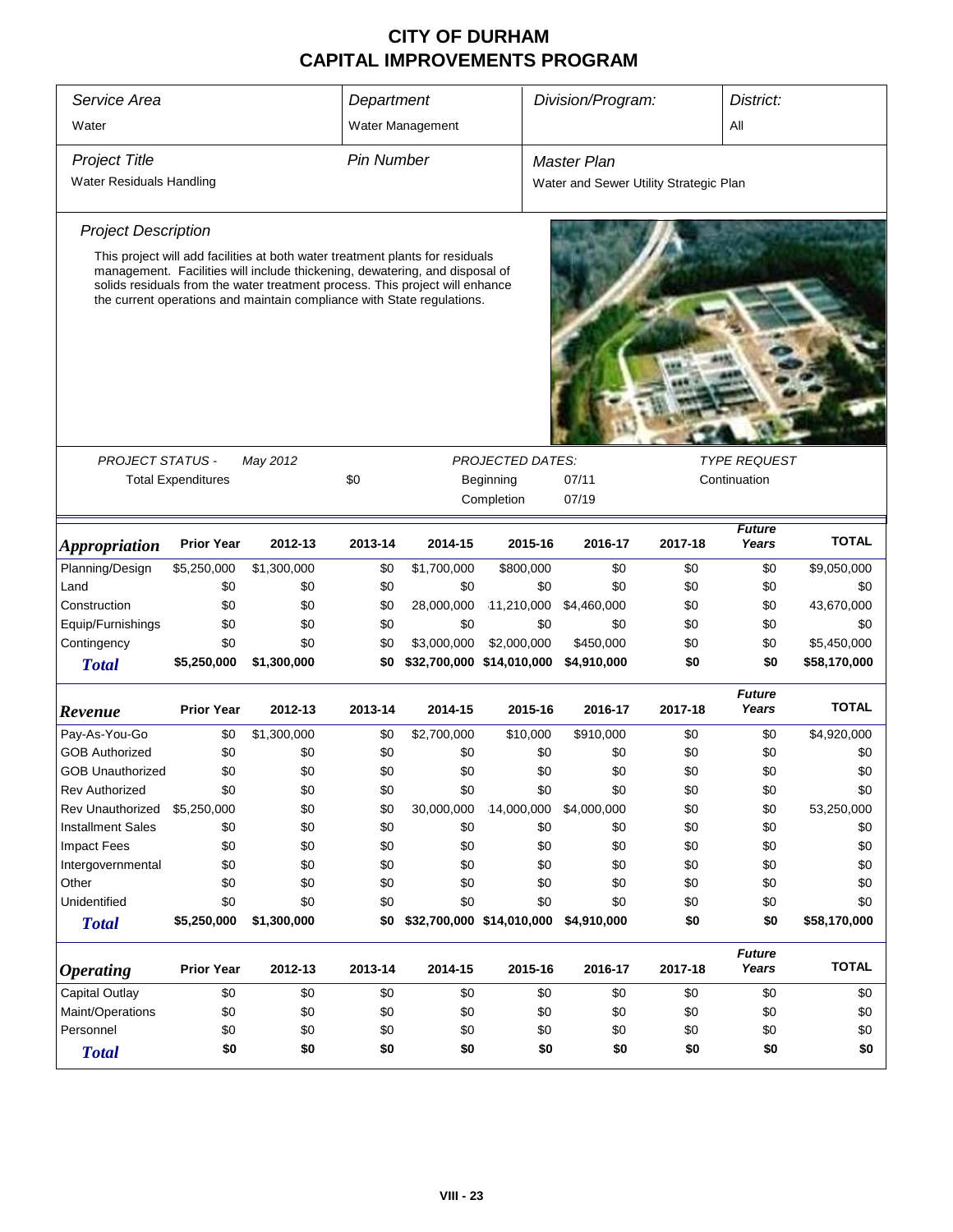# CITY OF DURHAM
# CAPITAL IMPROVEMENTS PROGRAM

| Service Area | Department | Division/Program: | District: |
|---|---|---|---|
| Water | Water Management | | All |

| Project Title | Pin Number | Master Plan |
|---|---|---|
| Water Residuals Handling | | Water and Sewer Utility Strategic Plan |

### Project Description

This project will add facilities at both water treatment plants for residuals management. Facilities will include thickening, dewatering, and disposal of solids residuals from the water treatment process. This project will enhance the current operations and maintain compliance with State regulations.

| PROJECT STATUS - May 2012 | | PROJECTED DATES: | | TYPE REQUEST |
|---|---|---|---|---|
| Total Expenditures | $0 | Beginning | 07/11 | Continuation |
| | | Completion | 07/19 | |

| Appropriation | Prior Year | 2012-13 | 2013-14 | 2014-15 | 2015-16 | 2016-17 | 2017-18 | Future Years | TOTAL |
|---|---|---|---|---|---|---|---|---|---|
| Planning/Design | $5,250,000 | $1,300,000 | $0 | $1,700,000 | $800,000 | $0 | $0 | $0 | $9,050,000 |
| Land | $0 | $0 | $0 | $0 | $0 | $0 | $0 | $0 | $0 |
| Construction | $0 | $0 | $0 | 28,000,000 | 11,210,000 | $4,460,000 | $0 | $0 | 43,670,000 |
| Equip/Furnishings | $0 | $0 | $0 | $0 | $0 | $0 | $0 | $0 | $0 |
| Contingency | $0 | $0 | $0 | $3,000,000 | $2,000,000 | $450,000 | $0 | $0 | $5,450,000 |
| **Total** | **$5,250,000** | **$1,300,000** | **$0** | **$32,700,000** | **$14,010,000** | **$4,910,000** | **$0** | **$0** | **$58,170,000** |

| Revenue | Prior Year | 2012-13 | 2013-14 | 2014-15 | 2015-16 | 2016-17 | 2017-18 | Future Years | TOTAL |
|---|---|---|---|---|---|---|---|---|---|
| Pay-As-You-Go | $0 | $1,300,000 | $0 | $2,700,000 | $10,000 | $910,000 | $0 | $0 | $4,920,000 |
| GOB Authorized | $0 | $0 | $0 | $0 | $0 | $0 | $0 | $0 | $0 |
| GOB Unauthorized | $0 | $0 | $0 | $0 | $0 | $0 | $0 | $0 | $0 |
| Rev Authorized | $0 | $0 | $0 | $0 | $0 | $0 | $0 | $0 | $0 |
| Rev Unauthorized | $5,250,000 | $0 | $0 | 30,000,000 | 14,000,000 | $4,000,000 | $0 | $0 | 53,250,000 |
| Installment Sales | $0 | $0 | $0 | $0 | $0 | $0 | $0 | $0 | $0 |
| Impact Fees | $0 | $0 | $0 | $0 | $0 | $0 | $0 | $0 | $0 |
| Intergovernmental | $0 | $0 | $0 | $0 | $0 | $0 | $0 | $0 | $0 |
| Other | $0 | $0 | $0 | $0 | $0 | $0 | $0 | $0 | $0 |
| Unidentified | $0 | $0 | $0 | $0 | $0 | $0 | $0 | $0 | $0 |
| **Total** | **$5,250,000** | **$1,300,000** | **$0** | **$32,700,000** | **$14,010,000** | **$4,910,000** | **$0** | **$0** | **$58,170,000** |

| Operating | Prior Year | 2012-13 | 2013-14 | 2014-15 | 2015-16 | 2016-17 | 2017-18 | Future Years | TOTAL |
|---|---|---|---|---|---|---|---|---|---|
| Capital Outlay | $0 | $0 | $0 | $0 | $0 | $0 | $0 | $0 | $0 |
| Maint/Operations | $0 | $0 | $0 | $0 | $0 | $0 | $0 | $0 | $0 |
| Personnel | $0 | $0 | $0 | $0 | $0 | $0 | $0 | $0 | $0 |
| **Total** | **$0** | **$0** | **$0** | **$0** | **$0** | **$0** | **$0** | **$0** | **$0** |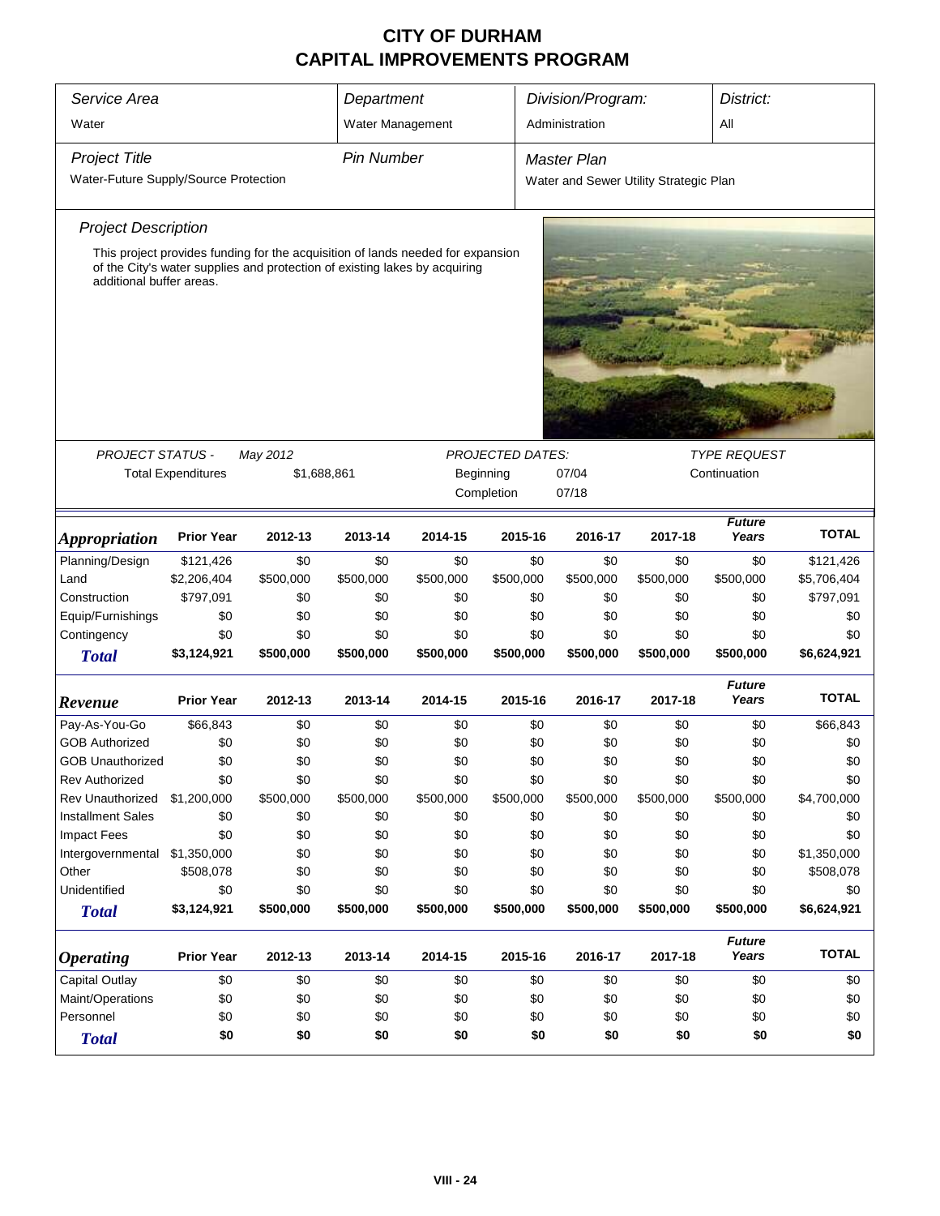# CITY OF DURHAM
# CAPITAL IMPROVEMENTS PROGRAM

| *Service Area* | *Department* | *Division/Program:* | *District:* |
|---|---|---|---|
| Water | Water Management | Administration | All |

| *Project Title* | *Pin Number* | *Master Plan* |
|---|---|---|
| Water-Future Supply/Source Protection | | Water and Sewer Utility Strategic Plan |

### *Project Description*

This project provides funding for the acquisition of lands needed for expansion of the City's water supplies and protection of existing lakes by acquiring additional buffer areas.

| *PROJECT STATUS -* | *May 2012* | *PROJECTED DATES:* | | *TYPE REQUEST* |
|---|---|---|---|---|
| Total Expenditures | $1,688,861 | Beginning | 07/04 | Continuation |
| | | Completion | 07/18 | |

| ***Appropriation*** | **Prior Year** | **2012-13** | **2013-14** | **2014-15** | **2015-16** | **2016-17** | **2017-18** | ***Future Years*** | **TOTAL** |
|---|---|---|---|---|---|---|---|---|---|
| Planning/Design | $121,426 | $0 | $0 | $0 | $0 | $0 | $0 | $0 | $121,426 |
| Land | $2,206,404 | $500,000 | $500,000 | $500,000 | $500,000 | $500,000 | $500,000 | $500,000 | $5,706,404 |
| Construction | $797,091 | $0 | $0 | $0 | $0 | $0 | $0 | $0 | $797,091 |
| Equip/Furnishings | $0 | $0 | $0 | $0 | $0 | $0 | $0 | $0 | $0 |
| Contingency | $0 | $0 | $0 | $0 | $0 | $0 | $0 | $0 | $0 |
| ***Total*** | **$3,124,921** | **$500,000** | **$500,000** | **$500,000** | **$500,000** | **$500,000** | **$500,000** | **$500,000** | **$6,624,921** |

| ***Revenue*** | **Prior Year** | **2012-13** | **2013-14** | **2014-15** | **2015-16** | **2016-17** | **2017-18** | ***Future Years*** | **TOTAL** |
|---|---|---|---|---|---|---|---|---|---|
| Pay-As-You-Go | $66,843 | $0 | $0 | $0 | $0 | $0 | $0 | $0 | $66,843 |
| GOB Authorized | $0 | $0 | $0 | $0 | $0 | $0 | $0 | $0 | $0 |
| GOB Unauthorized | $0 | $0 | $0 | $0 | $0 | $0 | $0 | $0 | $0 |
| Rev Authorized | $0 | $0 | $0 | $0 | $0 | $0 | $0 | $0 | $0 |
| Rev Unauthorized | $1,200,000 | $500,000 | $500,000 | $500,000 | $500,000 | $500,000 | $500,000 | $500,000 | $4,700,000 |
| Installment Sales | $0 | $0 | $0 | $0 | $0 | $0 | $0 | $0 | $0 |
| Impact Fees | $0 | $0 | $0 | $0 | $0 | $0 | $0 | $0 | $0 |
| Intergovernmental | $1,350,000 | $0 | $0 | $0 | $0 | $0 | $0 | $0 | $1,350,000 |
| Other | $508,078 | $0 | $0 | $0 | $0 | $0 | $0 | $0 | $508,078 |
| Unidentified | $0 | $0 | $0 | $0 | $0 | $0 | $0 | $0 | $0 |
| ***Total*** | **$3,124,921** | **$500,000** | **$500,000** | **$500,000** | **$500,000** | **$500,000** | **$500,000** | **$500,000** | **$6,624,921** |

| ***Operating*** | **Prior Year** | **2012-13** | **2013-14** | **2014-15** | **2015-16** | **2016-17** | **2017-18** | ***Future Years*** | **TOTAL** |
|---|---|---|---|---|---|---|---|---|---|
| Capital Outlay | $0 | $0 | $0 | $0 | $0 | $0 | $0 | $0 | $0 |
| Maint/Operations | $0 | $0 | $0 | $0 | $0 | $0 | $0 | $0 | $0 |
| Personnel | $0 | $0 | $0 | $0 | $0 | $0 | $0 | $0 | $0 |
| ***Total*** | **$0** | **$0** | **$0** | **$0** | **$0** | **$0** | **$0** | **$0** | **$0** |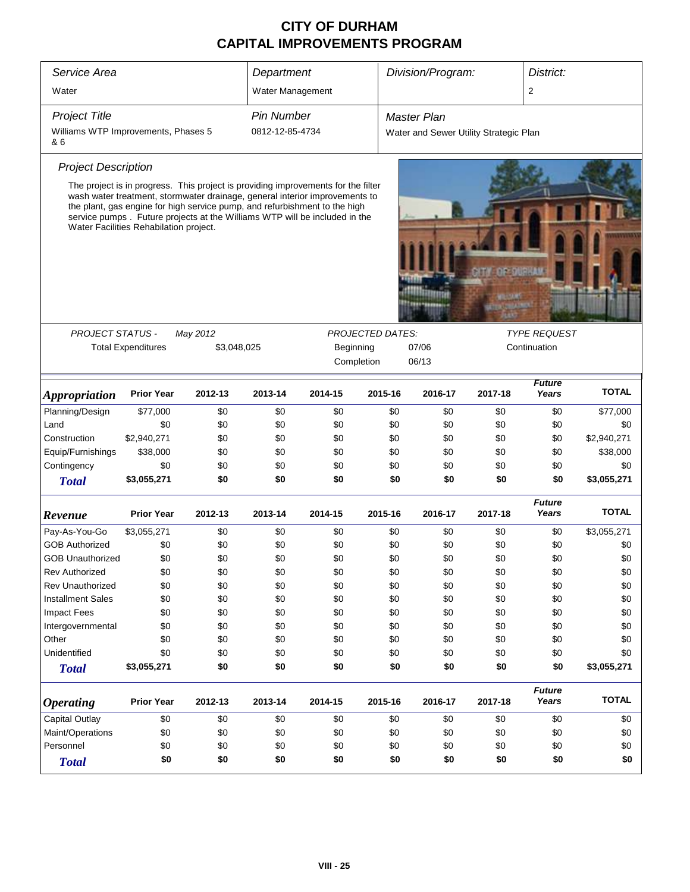# CITY OF DURHAM
# CAPITAL IMPROVEMENTS PROGRAM

| Service Area | Department | Division/Program: | District: |
|---|---|---|---|
| Water | Water Management | | 2 |

| Project Title | Pin Number | Master Plan |
|---|---|---|
| Williams WTP Improvements, Phases 5 & 6 | 0812-12-85-4734 | Water and Sewer Utility Strategic Plan |

*Project Description*

The project is in progress. This project is providing improvements for the filter wash water treatment, stormwater drainage, general interior improvements to the plant, gas engine for high service pump, and refurbishment to the high service pumps . Future projects at the Williams WTP will be included in the Water Facilities Rehabilitation project.

| PROJECT STATUS - | May 2012 | PROJECTED DATES: | | TYPE REQUEST |
|---|---|---|---|---|
| Total Expenditures | $3,048,025 | Beginning | 07/06 | Continuation |
| | | Completion | 06/13 | |

| *Appropriation* | Prior Year | 2012-13 | 2013-14 | 2014-15 | 2015-16 | 2016-17 | 2017-18 | *Future Years* | TOTAL |
|---|---|---|---|---|---|---|---|---|---|
| Planning/Design | $77,000 | $0 | $0 | $0 | $0 | $0 | $0 | $0 | $77,000 |
| Land | $0 | $0 | $0 | $0 | $0 | $0 | $0 | $0 | $0 |
| Construction | $2,940,271 | $0 | $0 | $0 | $0 | $0 | $0 | $0 | $2,940,271 |
| Equip/Furnishings | $38,000 | $0 | $0 | $0 | $0 | $0 | $0 | $0 | $38,000 |
| Contingency | $0 | $0 | $0 | $0 | $0 | $0 | $0 | $0 | $0 |
| ***Total*** | **$3,055,271** | **$0** | **$0** | **$0** | **$0** | **$0** | **$0** | **$0** | **$3,055,271** |

| *Revenue* | Prior Year | 2012-13 | 2013-14 | 2014-15 | 2015-16 | 2016-17 | 2017-18 | *Future Years* | TOTAL |
|---|---|---|---|---|---|---|---|---|---|
| Pay-As-You-Go | $3,055,271 | $0 | $0 | $0 | $0 | $0 | $0 | $0 | $3,055,271 |
| GOB Authorized | $0 | $0 | $0 | $0 | $0 | $0 | $0 | $0 | $0 |
| GOB Unauthorized | $0 | $0 | $0 | $0 | $0 | $0 | $0 | $0 | $0 |
| Rev Authorized | $0 | $0 | $0 | $0 | $0 | $0 | $0 | $0 | $0 |
| Rev Unauthorized | $0 | $0 | $0 | $0 | $0 | $0 | $0 | $0 | $0 |
| Installment Sales | $0 | $0 | $0 | $0 | $0 | $0 | $0 | $0 | $0 |
| Impact Fees | $0 | $0 | $0 | $0 | $0 | $0 | $0 | $0 | $0 |
| Intergovernmental | $0 | $0 | $0 | $0 | $0 | $0 | $0 | $0 | $0 |
| Other | $0 | $0 | $0 | $0 | $0 | $0 | $0 | $0 | $0 |
| Unidentified | $0 | $0 | $0 | $0 | $0 | $0 | $0 | $0 | $0 |
| ***Total*** | **$3,055,271** | **$0** | **$0** | **$0** | **$0** | **$0** | **$0** | **$0** | **$3,055,271** |

| *Operating* | Prior Year | 2012-13 | 2013-14 | 2014-15 | 2015-16 | 2016-17 | 2017-18 | *Future Years* | TOTAL |
|---|---|---|---|---|---|---|---|---|---|
| Capital Outlay | $0 | $0 | $0 | $0 | $0 | $0 | $0 | $0 | $0 |
| Maint/Operations | $0 | $0 | $0 | $0 | $0 | $0 | $0 | $0 | $0 |
| Personnel | $0 | $0 | $0 | $0 | $0 | $0 | $0 | $0 | $0 |
| ***Total*** | **$0** | **$0** | **$0** | **$0** | **$0** | **$0** | **$0** | **$0** | **$0** |